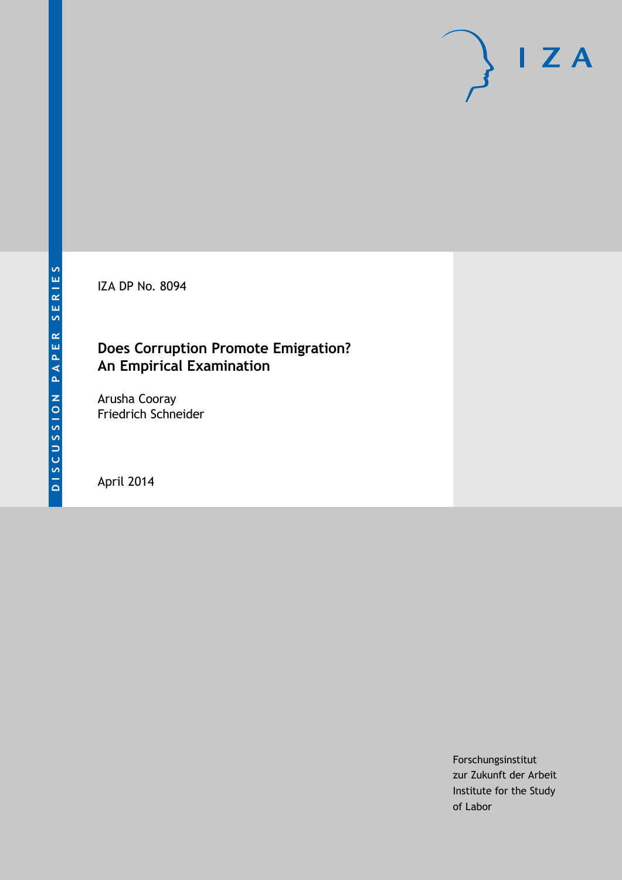DISCUSSION PAPER SERIES

IZA DP No. 8094

# Does Corruption Promote Emigration? An Empirical Examination

Arusha Cooray
Friedrich Schneider

April 2014

Forschungsinstitut
zur Zukunft der Arbeit
Institute for the Study
of Labor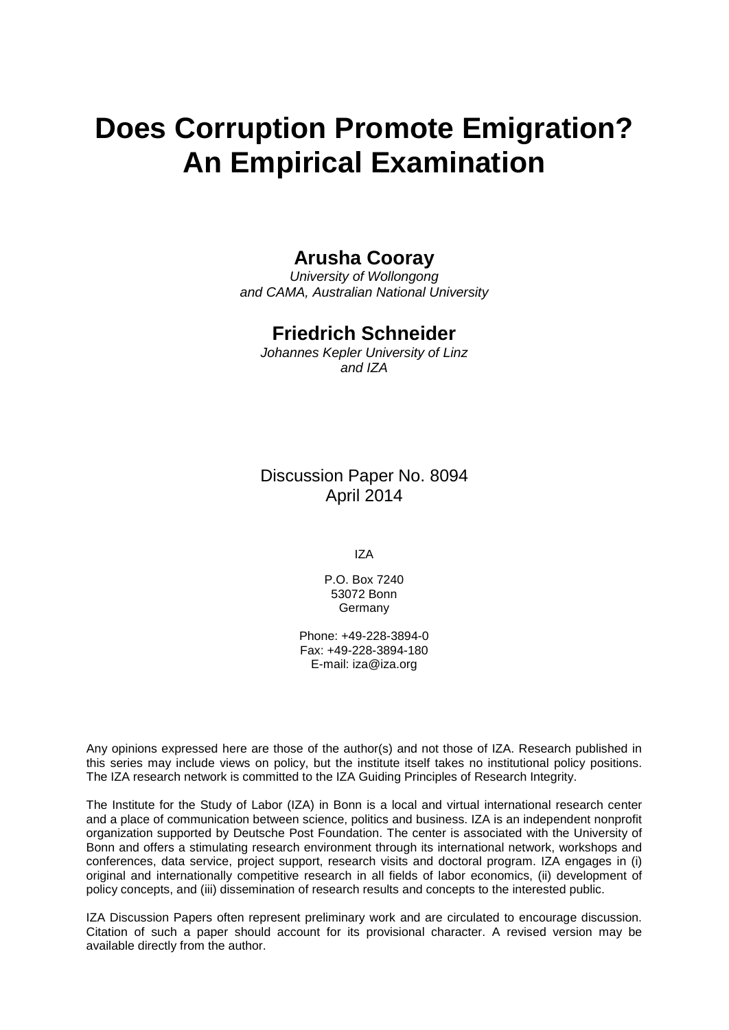# Does Corruption Promote Emigration? An Empirical Examination

**Arusha Cooray**

*University of Wollongong and CAMA, Australian National University*

**Friedrich Schneider**

*Johannes Kepler University of Linz and IZA*

Discussion Paper No. 8094
April 2014

IZA

P.O. Box 7240
53072 Bonn
Germany

Phone: +49-228-3894-0
Fax: +49-228-3894-180
E-mail: iza@iza.org

Any opinions expressed here are those of the author(s) and not those of IZA. Research published in this series may include views on policy, but the institute itself takes no institutional policy positions. The IZA research network is committed to the IZA Guiding Principles of Research Integrity.

The Institute for the Study of Labor (IZA) in Bonn is a local and virtual international research center and a place of communication between science, politics and business. IZA is an independent nonprofit organization supported by Deutsche Post Foundation. The center is associated with the University of Bonn and offers a stimulating research environment through its international network, workshops and conferences, data service, project support, research visits and doctoral program. IZA engages in (i) original and internationally competitive research in all fields of labor economics, (ii) development of policy concepts, and (iii) dissemination of research results and concepts to the interested public.

IZA Discussion Papers often represent preliminary work and are circulated to encourage discussion. Citation of such a paper should account for its provisional character. A revised version may be available directly from the author.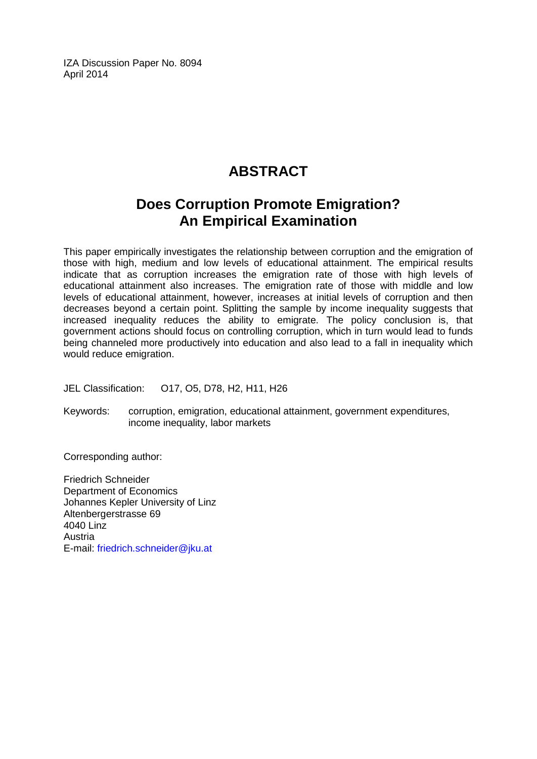IZA Discussion Paper No. 8094
April 2014

# ABSTRACT

## Does Corruption Promote Emigration? An Empirical Examination

This paper empirically investigates the relationship between corruption and the emigration of those with high, medium and low levels of educational attainment. The empirical results indicate that as corruption increases the emigration rate of those with high levels of educational attainment also increases. The emigration rate of those with middle and low levels of educational attainment, however, increases at initial levels of corruption and then decreases beyond a certain point. Splitting the sample by income inequality suggests that increased inequality reduces the ability to emigrate. The policy conclusion is, that government actions should focus on controlling corruption, which in turn would lead to funds being channeled more productively into education and also lead to a fall in inequality which would reduce emigration.

JEL Classification: O17, O5, D78, H2, H11, H26

Keywords: corruption, emigration, educational attainment, government expenditures, income inequality, labor markets

Corresponding author:

Friedrich Schneider
Department of Economics
Johannes Kepler University of Linz
Altenbergerstrasse 69
4040 Linz
Austria
E-mail: friedrich.schneider@jku.at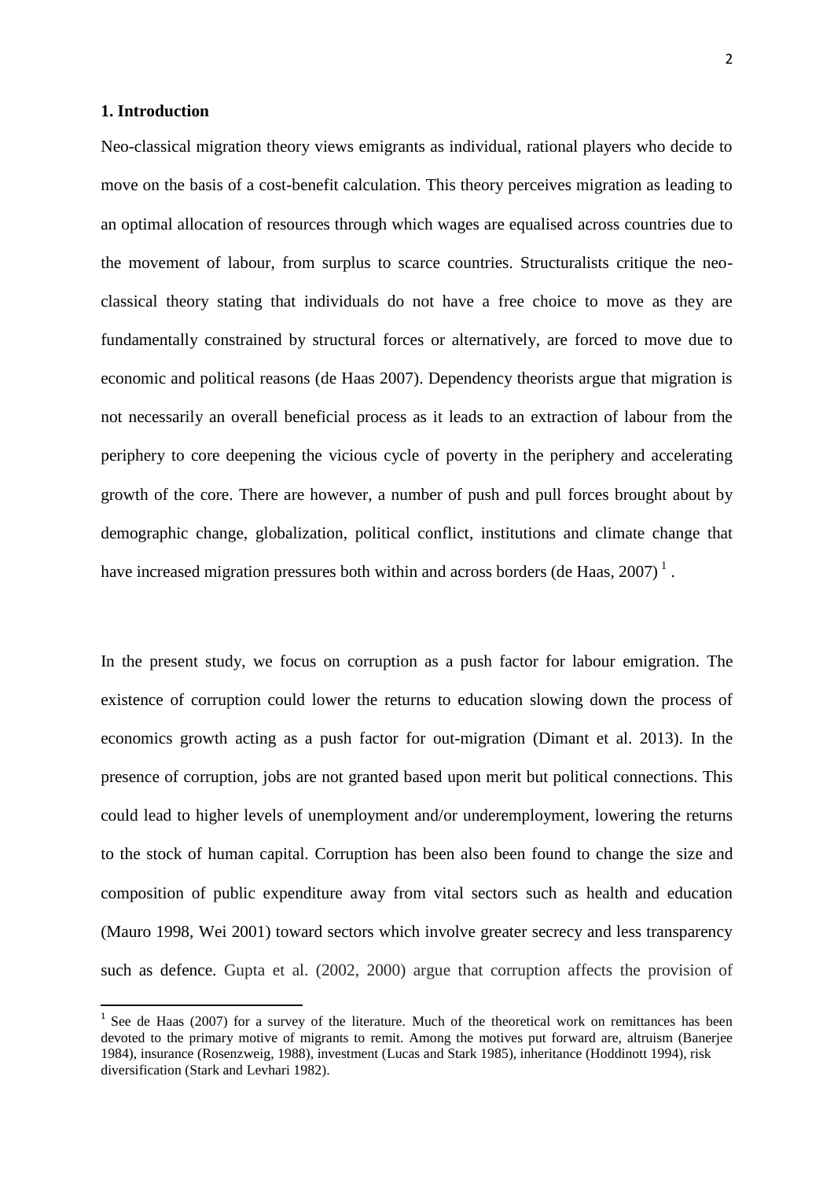## 1. Introduction

Neo-classical migration theory views emigrants as individual, rational players who decide to move on the basis of a cost-benefit calculation. This theory perceives migration as leading to an optimal allocation of resources through which wages are equalised across countries due to the movement of labour, from surplus to scarce countries. Structuralists critique the neo-classical theory stating that individuals do not have a free choice to move as they are fundamentally constrained by structural forces or alternatively, are forced to move due to economic and political reasons (de Haas 2007). Dependency theorists argue that migration is not necessarily an overall beneficial process as it leads to an extraction of labour from the periphery to core deepening the vicious cycle of poverty in the periphery and accelerating growth of the core. There are however, a number of push and pull forces brought about by demographic change, globalization, political conflict, institutions and climate change that have increased migration pressures both within and across borders (de Haas, 2007) [1].

In the present study, we focus on corruption as a push factor for labour emigration. The existence of corruption could lower the returns to education slowing down the process of economics growth acting as a push factor for out-migration (Dimant et al. 2013). In the presence of corruption, jobs are not granted based upon merit but political connections. This could lead to higher levels of unemployment and/or underemployment, lowering the returns to the stock of human capital. Corruption has been also been found to change the size and composition of public expenditure away from vital sectors such as health and education (Mauro 1998, Wei 2001) toward sectors which involve greater secrecy and less transparency such as defence. Gupta et al. (2002, 2000) argue that corruption affects the provision of

[1] See de Haas (2007) for a survey of the literature. Much of the theoretical work on remittances has been devoted to the primary motive of migrants to remit. Among the motives put forward are, altruism (Banerjee 1984), insurance (Rosenzweig, 1988), investment (Lucas and Stark 1985), inheritance (Hoddinott 1994), risk diversification (Stark and Levhari 1982).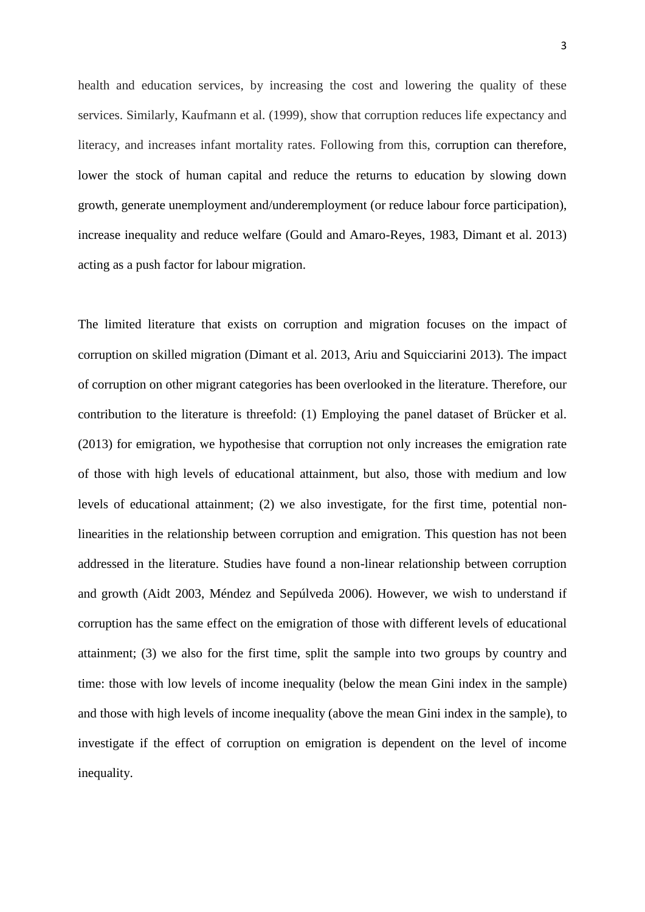health and education services, by increasing the cost and lowering the quality of these services. Similarly, Kaufmann et al. (1999), show that corruption reduces life expectancy and literacy, and increases infant mortality rates. Following from this, corruption can therefore, lower the stock of human capital and reduce the returns to education by slowing down growth, generate unemployment and/underemployment (or reduce labour force participation), increase inequality and reduce welfare (Gould and Amaro-Reyes, 1983, Dimant et al. 2013) acting as a push factor for labour migration.

The limited literature that exists on corruption and migration focuses on the impact of corruption on skilled migration (Dimant et al. 2013, Ariu and Squicciarini 2013). The impact of corruption on other migrant categories has been overlooked in the literature. Therefore, our contribution to the literature is threefold: (1) Employing the panel dataset of Brücker et al. (2013) for emigration, we hypothesise that corruption not only increases the emigration rate of those with high levels of educational attainment, but also, those with medium and low levels of educational attainment; (2) we also investigate, for the first time, potential non-linearities in the relationship between corruption and emigration. This question has not been addressed in the literature. Studies have found a non-linear relationship between corruption and growth (Aidt 2003, Méndez and Sepúlveda 2006). However, we wish to understand if corruption has the same effect on the emigration of those with different levels of educational attainment; (3) we also for the first time, split the sample into two groups by country and time: those with low levels of income inequality (below the mean Gini index in the sample) and those with high levels of income inequality (above the mean Gini index in the sample), to investigate if the effect of corruption on emigration is dependent on the level of income inequality.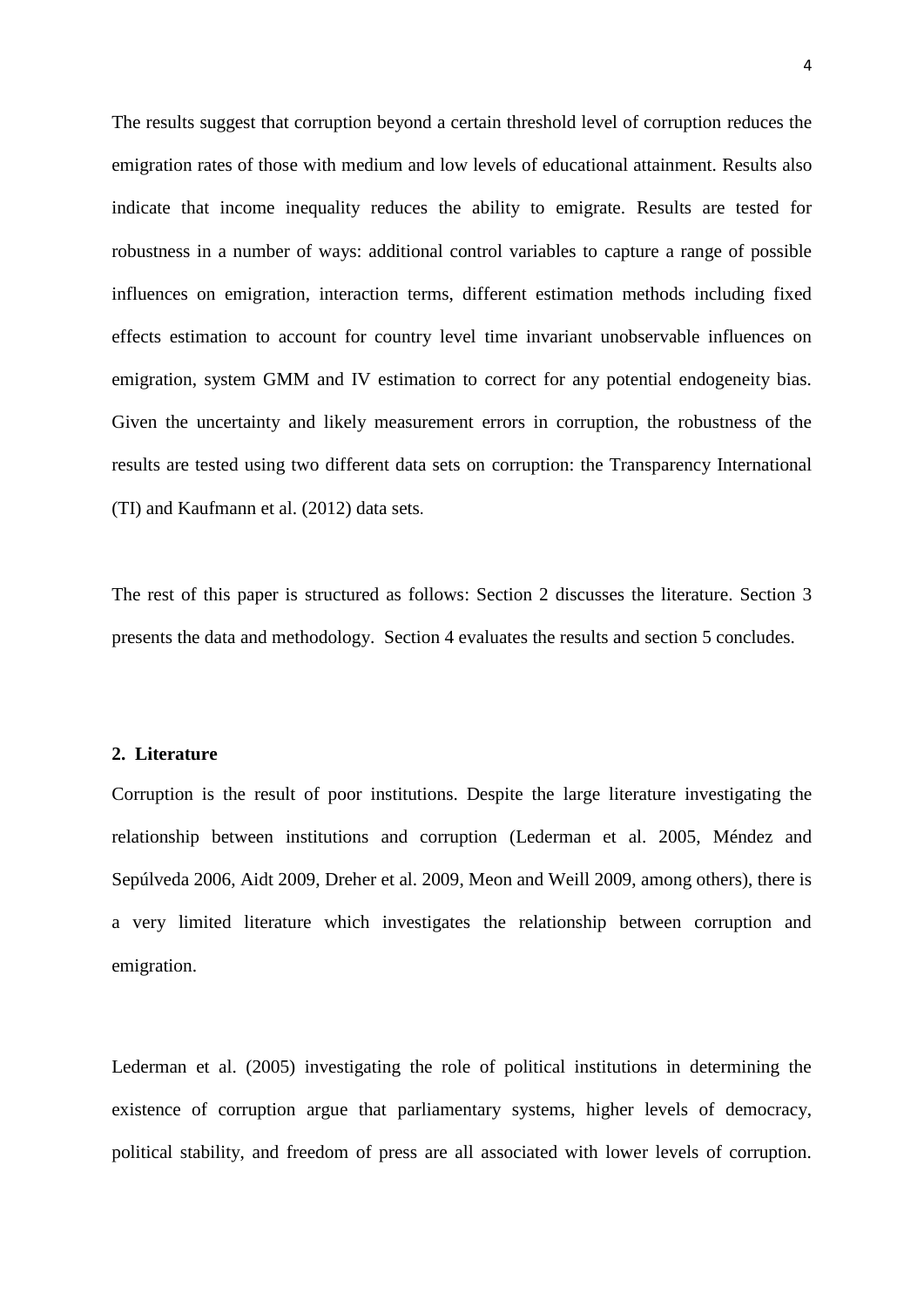The results suggest that corruption beyond a certain threshold level of corruption reduces the emigration rates of those with medium and low levels of educational attainment. Results also indicate that income inequality reduces the ability to emigrate. Results are tested for robustness in a number of ways: additional control variables to capture a range of possible influences on emigration, interaction terms, different estimation methods including fixed effects estimation to account for country level time invariant unobservable influences on emigration, system GMM and IV estimation to correct for any potential endogeneity bias. Given the uncertainty and likely measurement errors in corruption, the robustness of the results are tested using two different data sets on corruption: the Transparency International (TI) and Kaufmann et al. (2012) data sets.

The rest of this paper is structured as follows: Section 2 discusses the literature. Section 3 presents the data and methodology. Section 4 evaluates the results and section 5 concludes.

## 2. Literature

Corruption is the result of poor institutions. Despite the large literature investigating the relationship between institutions and corruption (Lederman et al. 2005, Méndez and Sepúlveda 2006, Aidt 2009, Dreher et al. 2009, Meon and Weill 2009, among others), there is a very limited literature which investigates the relationship between corruption and emigration.

Lederman et al. (2005) investigating the role of political institutions in determining the existence of corruption argue that parliamentary systems, higher levels of democracy, political stability, and freedom of press are all associated with lower levels of corruption.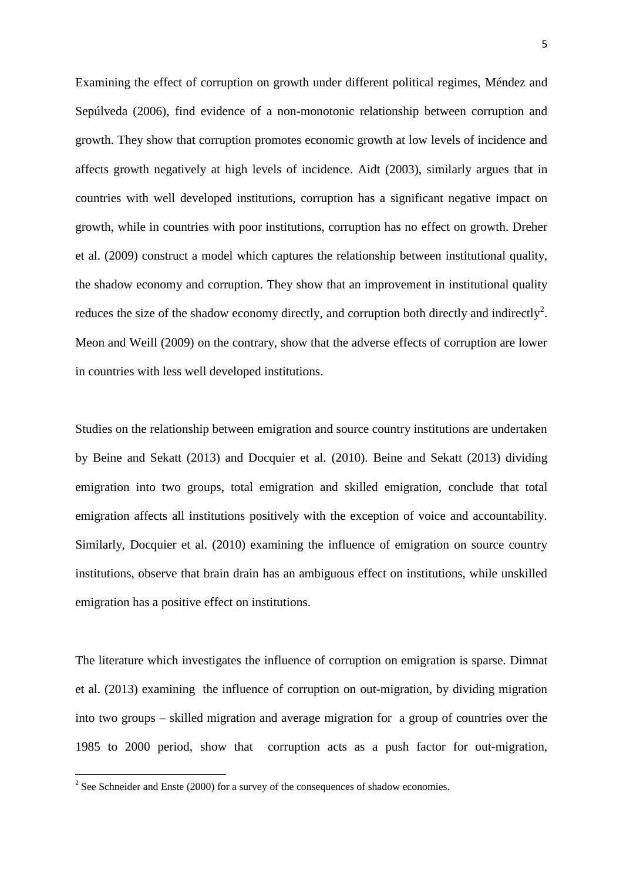Examining the effect of corruption on growth under different political regimes, Méndez and Sepúlveda (2006), find evidence of a non-monotonic relationship between corruption and growth. They show that corruption promotes economic growth at low levels of incidence and affects growth negatively at high levels of incidence. Aidt (2003), similarly argues that in countries with well developed institutions, corruption has a significant negative impact on growth, while in countries with poor institutions, corruption has no effect on growth. Dreher et al. (2009) construct a model which captures the relationship between institutional quality, the shadow economy and corruption. They show that an improvement in institutional quality reduces the size of the shadow economy directly, and corruption both directly and indirectly[2]. Meon and Weill (2009) on the contrary, show that the adverse effects of corruption are lower in countries with less well developed institutions.

Studies on the relationship between emigration and source country institutions are undertaken by Beine and Sekatt (2013) and Docquier et al. (2010). Beine and Sekatt (2013) dividing emigration into two groups, total emigration and skilled emigration, conclude that total emigration affects all institutions positively with the exception of voice and accountability. Similarly, Docquier et al. (2010) examining the influence of emigration on source country institutions, observe that brain drain has an ambiguous effect on institutions, while unskilled emigration has a positive effect on institutions.

The literature which investigates the influence of corruption on emigration is sparse. Dimnat et al. (2013) examining the influence of corruption on out-migration, by dividing migration into two groups – skilled migration and average migration for a group of countries over the 1985 to 2000 period, show that corruption acts as a push factor for out-migration,

[2] See Schneider and Enste (2000) for a survey of the consequences of shadow economies.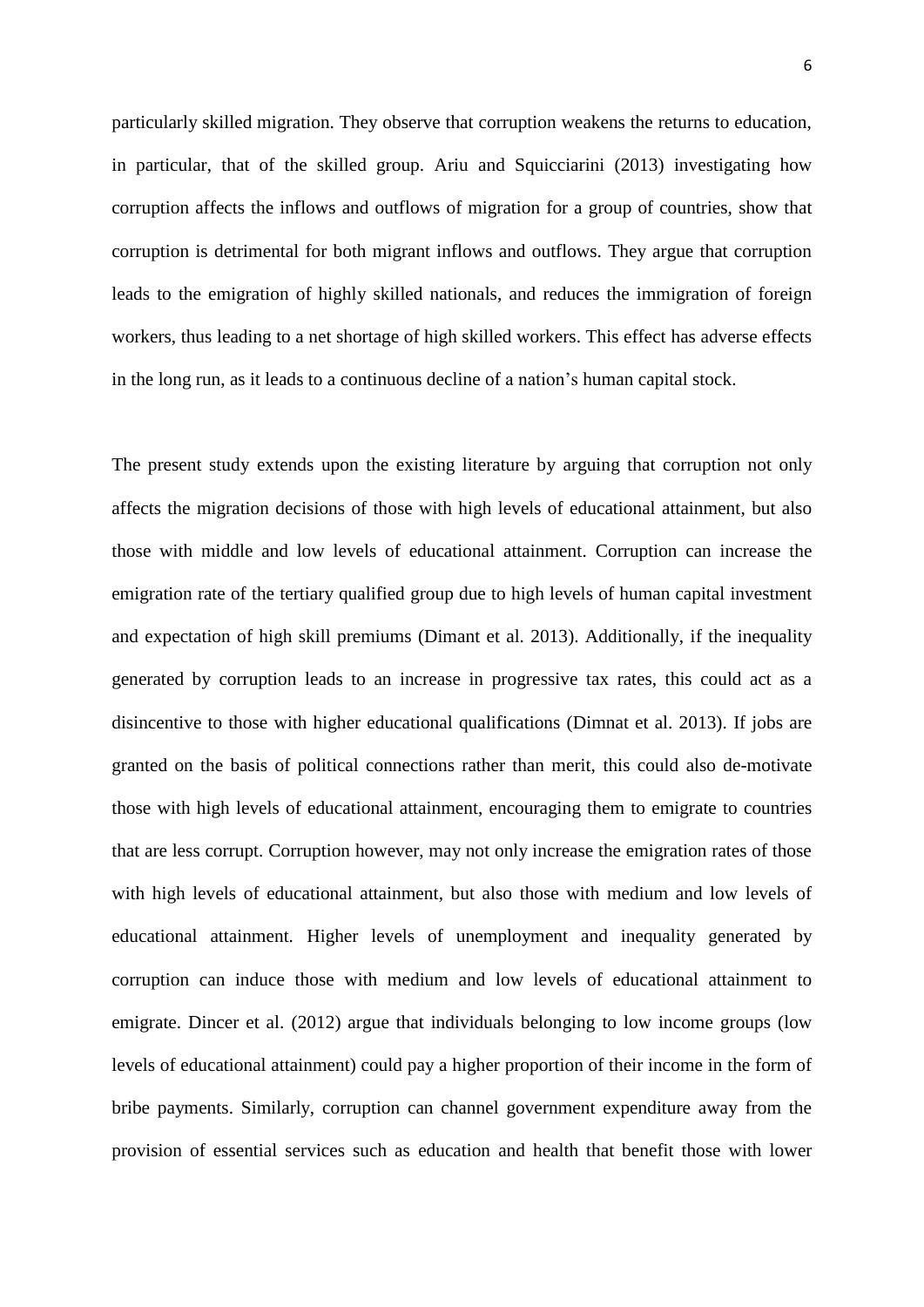particularly skilled migration. They observe that corruption weakens the returns to education, in particular, that of the skilled group. Ariu and Squicciarini (2013) investigating how corruption affects the inflows and outflows of migration for a group of countries, show that corruption is detrimental for both migrant inflows and outflows. They argue that corruption leads to the emigration of highly skilled nationals, and reduces the immigration of foreign workers, thus leading to a net shortage of high skilled workers. This effect has adverse effects in the long run, as it leads to a continuous decline of a nation's human capital stock.

The present study extends upon the existing literature by arguing that corruption not only affects the migration decisions of those with high levels of educational attainment, but also those with middle and low levels of educational attainment. Corruption can increase the emigration rate of the tertiary qualified group due to high levels of human capital investment and expectation of high skill premiums (Dimant et al. 2013). Additionally, if the inequality generated by corruption leads to an increase in progressive tax rates, this could act as a disincentive to those with higher educational qualifications (Dimnat et al. 2013). If jobs are granted on the basis of political connections rather than merit, this could also de-motivate those with high levels of educational attainment, encouraging them to emigrate to countries that are less corrupt. Corruption however, may not only increase the emigration rates of those with high levels of educational attainment, but also those with medium and low levels of educational attainment. Higher levels of unemployment and inequality generated by corruption can induce those with medium and low levels of educational attainment to emigrate. Dincer et al. (2012) argue that individuals belonging to low income groups (low levels of educational attainment) could pay a higher proportion of their income in the form of bribe payments. Similarly, corruption can channel government expenditure away from the provision of essential services such as education and health that benefit those with lower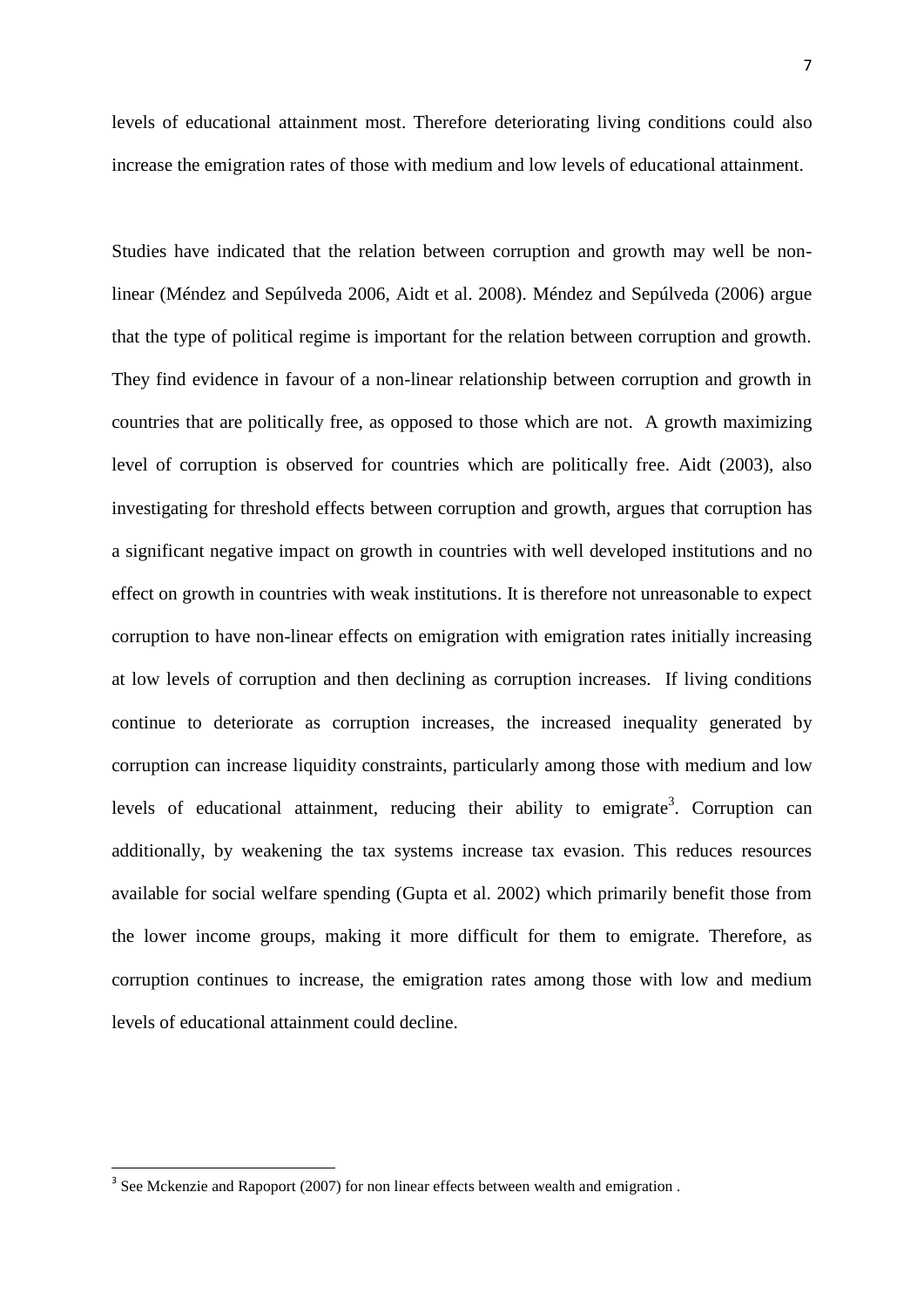levels of educational attainment most. Therefore deteriorating living conditions could also increase the emigration rates of those with medium and low levels of educational attainment.

Studies have indicated that the relation between corruption and growth may well be non-linear (Méndez and Sepúlveda 2006, Aidt et al. 2008). Méndez and Sepúlveda (2006) argue that the type of political regime is important for the relation between corruption and growth. They find evidence in favour of a non-linear relationship between corruption and growth in countries that are politically free, as opposed to those which are not. A growth maximizing level of corruption is observed for countries which are politically free. Aidt (2003), also investigating for threshold effects between corruption and growth, argues that corruption has a significant negative impact on growth in countries with well developed institutions and no effect on growth in countries with weak institutions. It is therefore not unreasonable to expect corruption to have non-linear effects on emigration with emigration rates initially increasing at low levels of corruption and then declining as corruption increases. If living conditions continue to deteriorate as corruption increases, the increased inequality generated by corruption can increase liquidity constraints, particularly among those with medium and low levels of educational attainment, reducing their ability to emigrate[3]. Corruption can additionally, by weakening the tax systems increase tax evasion. This reduces resources available for social welfare spending (Gupta et al. 2002) which primarily benefit those from the lower income groups, making it more difficult for them to emigrate. Therefore, as corruption continues to increase, the emigration rates among those with low and medium levels of educational attainment could decline.

[3] See Mckenzie and Rapoport (2007) for non linear effects between wealth and emigration .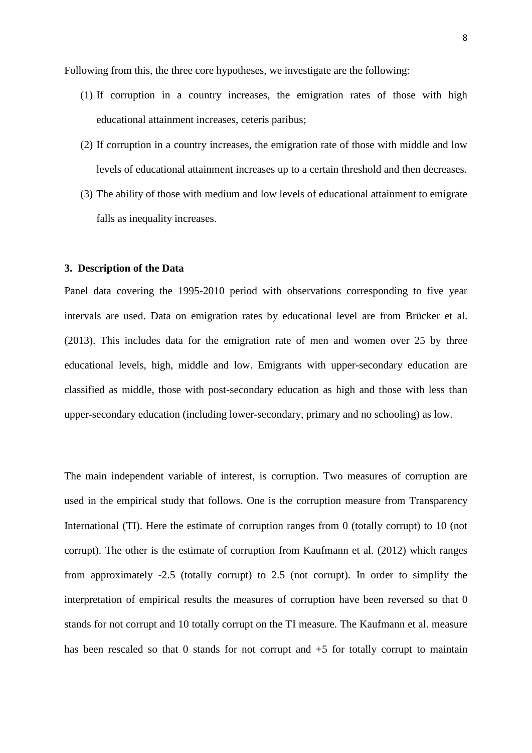Following from this, the three core hypotheses, we investigate are the following:

(1) If corruption in a country increases, the emigration rates of those with high educational attainment increases, ceteris paribus;

(2) If corruption in a country increases, the emigration rate of those with middle and low levels of educational attainment increases up to a certain threshold and then decreases.

(3) The ability of those with medium and low levels of educational attainment to emigrate falls as inequality increases.

## 3. Description of the Data

Panel data covering the 1995-2010 period with observations corresponding to five year intervals are used. Data on emigration rates by educational level are from Brücker et al. (2013). This includes data for the emigration rate of men and women over 25 by three educational levels, high, middle and low. Emigrants with upper-secondary education are classified as middle, those with post-secondary education as high and those with less than upper-secondary education (including lower-secondary, primary and no schooling) as low.

The main independent variable of interest, is corruption. Two measures of corruption are used in the empirical study that follows. One is the corruption measure from Transparency International (TI). Here the estimate of corruption ranges from 0 (totally corrupt) to 10 (not corrupt). The other is the estimate of corruption from Kaufmann et al. (2012) which ranges from approximately -2.5 (totally corrupt) to 2.5 (not corrupt). In order to simplify the interpretation of empirical results the measures of corruption have been reversed so that 0 stands for not corrupt and 10 totally corrupt on the TI measure. The Kaufmann et al. measure has been rescaled so that 0 stands for not corrupt and +5 for totally corrupt to maintain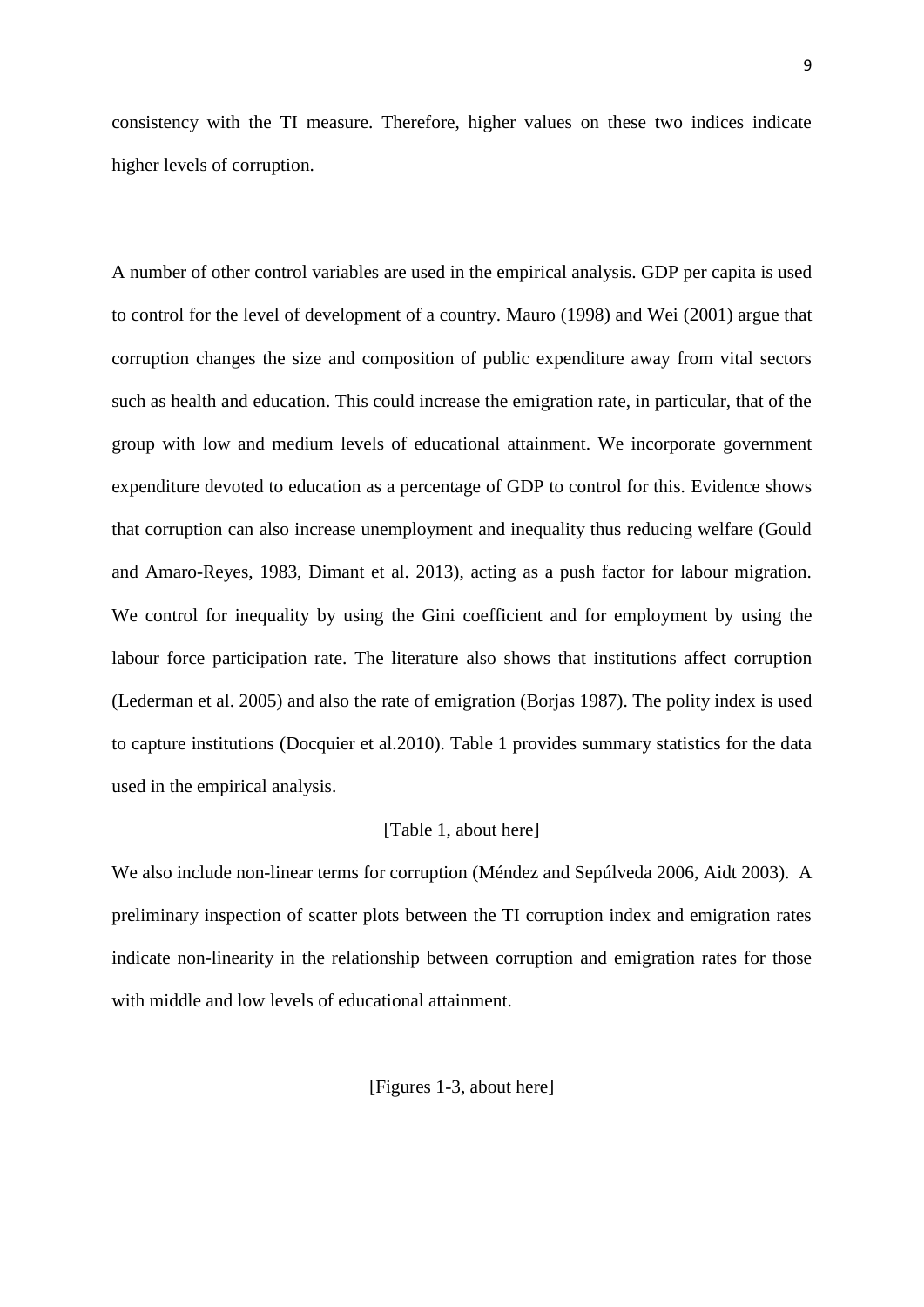consistency with the TI measure. Therefore, higher values on these two indices indicate higher levels of corruption.

A number of other control variables are used in the empirical analysis. GDP per capita is used to control for the level of development of a country. Mauro (1998) and Wei (2001) argue that corruption changes the size and composition of public expenditure away from vital sectors such as health and education. This could increase the emigration rate, in particular, that of the group with low and medium levels of educational attainment. We incorporate government expenditure devoted to education as a percentage of GDP to control for this. Evidence shows that corruption can also increase unemployment and inequality thus reducing welfare (Gould and Amaro-Reyes, 1983, Dimant et al. 2013), acting as a push factor for labour migration. We control for inequality by using the Gini coefficient and for employment by using the labour force participation rate. The literature also shows that institutions affect corruption (Lederman et al. 2005) and also the rate of emigration (Borjas 1987). The polity index is used to capture institutions (Docquier et al.2010). Table 1 provides summary statistics for the data used in the empirical analysis.

[Table 1, about here]

We also include non-linear terms for corruption (Méndez and Sepúlveda 2006, Aidt 2003). A preliminary inspection of scatter plots between the TI corruption index and emigration rates indicate non-linearity in the relationship between corruption and emigration rates for those with middle and low levels of educational attainment.

[Figures 1-3, about here]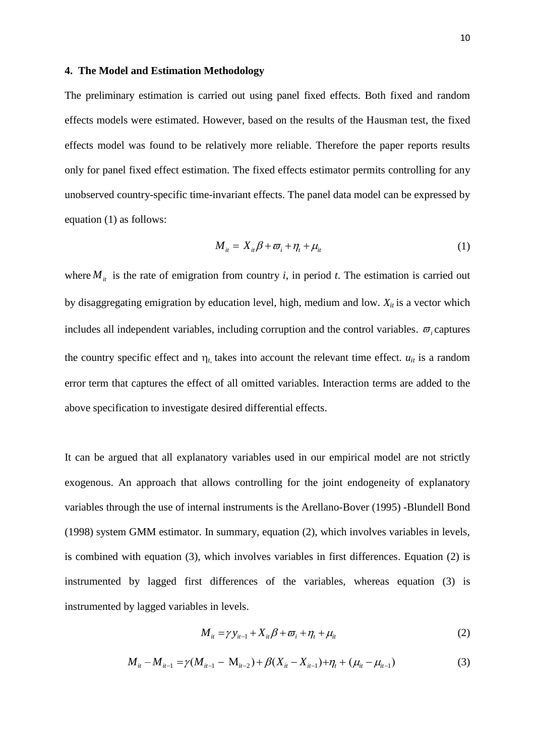## 4. The Model and Estimation Methodology

The preliminary estimation is carried out using panel fixed effects. Both fixed and random effects models were estimated. However, based on the results of the Hausman test, the fixed effects model was found to be relatively more reliable. Therefore the paper reports results only for panel fixed effect estimation. The fixed effects estimator permits controlling for any unobserved country-specific time-invariant effects. The panel data model can be expressed by equation (1) as follows:

$$M_{it} = X_{it}\beta + \varpi_i + \eta_t + \mu_{it} \tag{1}$$

where $M_{it}$ is the rate of emigration from country *i*, in period *t*. The estimation is carried out by disaggregating emigration by education level, high, medium and low. $X_{it}$ is a vector which includes all independent variables, including corruption and the control variables. $\varpi_i$ captures the country specific effect and $\eta_t$, takes into account the relevant time effect. $u_{it}$ is a random error term that captures the effect of all omitted variables. Interaction terms are added to the above specification to investigate desired differential effects.

It can be argued that all explanatory variables used in our empirical model are not strictly exogenous. An approach that allows controlling for the joint endogeneity of explanatory variables through the use of internal instruments is the Arellano-Bover (1995) -Blundell Bond (1998) system GMM estimator. In summary, equation (2), which involves variables in levels, is combined with equation (3), which involves variables in first differences. Equation (2) is instrumented by lagged first differences of the variables, whereas equation (3) is instrumented by lagged variables in levels.

$$M_{it} = \gamma y_{it-1} + X_{it}\beta + \varpi_i + \eta_t + \mu_{it} \tag{2}$$

$$M_{it} - M_{it-1} = \gamma(M_{it-1} - \mathrm{M}_{it-2}) + \beta(X_{it} - X_{it-1}) + \eta_t + (\mu_{it} - \mu_{it-1}) \tag{3}$$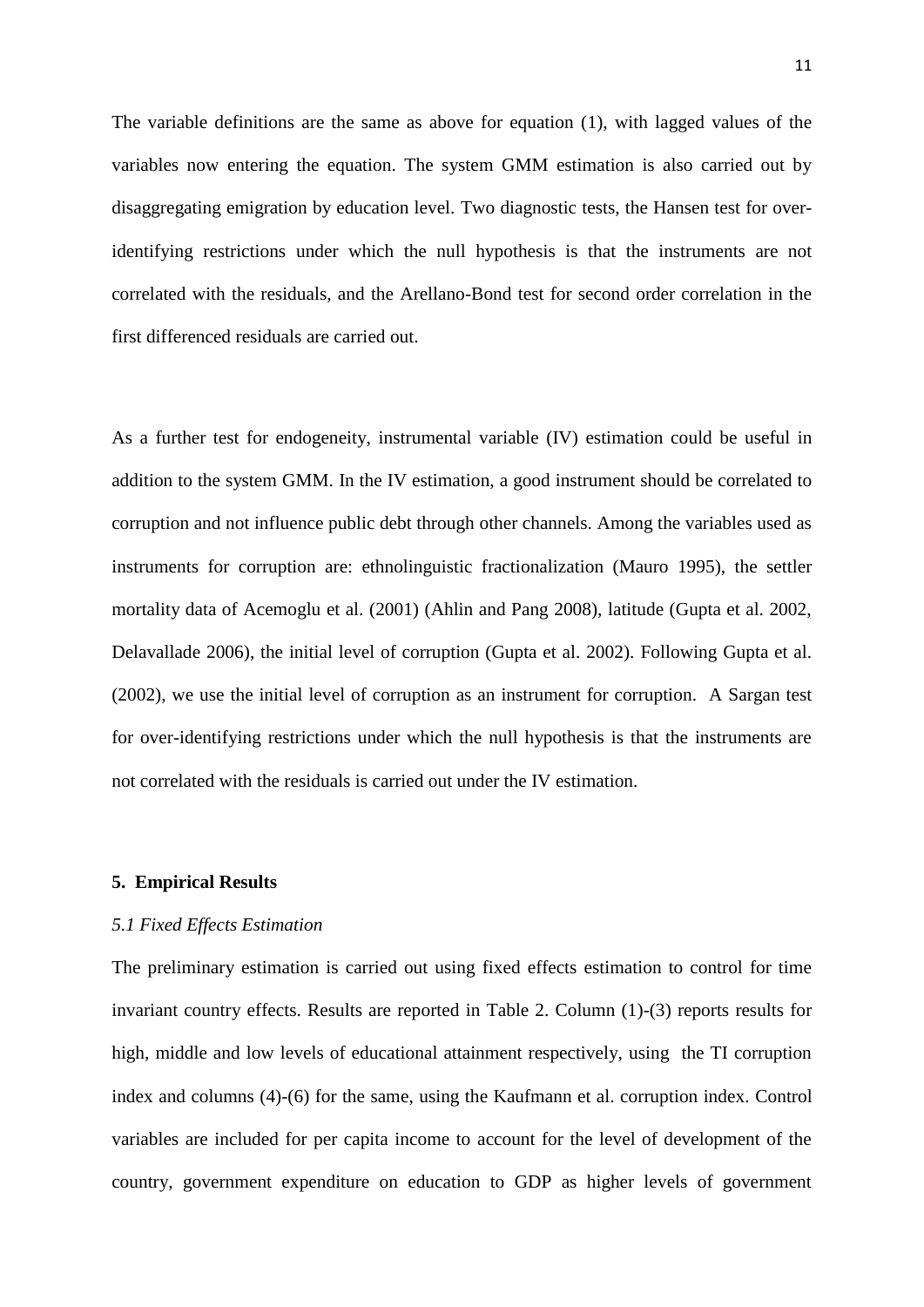The variable definitions are the same as above for equation (1), with lagged values of the variables now entering the equation. The system GMM estimation is also carried out by disaggregating emigration by education level. Two diagnostic tests, the Hansen test for over-identifying restrictions under which the null hypothesis is that the instruments are not correlated with the residuals, and the Arellano-Bond test for second order correlation in the first differenced residuals are carried out.

As a further test for endogeneity, instrumental variable (IV) estimation could be useful in addition to the system GMM. In the IV estimation, a good instrument should be correlated to corruption and not influence public debt through other channels. Among the variables used as instruments for corruption are: ethnolinguistic fractionalization (Mauro 1995), the settler mortality data of Acemoglu et al. (2001) (Ahlin and Pang 2008), latitude (Gupta et al. 2002, Delavallade 2006), the initial level of corruption (Gupta et al. 2002). Following Gupta et al. (2002), we use the initial level of corruption as an instrument for corruption. A Sargan test for over-identifying restrictions under which the null hypothesis is that the instruments are not correlated with the residuals is carried out under the IV estimation.

## 5. Empirical Results

### *5.1 Fixed Effects Estimation*

The preliminary estimation is carried out using fixed effects estimation to control for time invariant country effects. Results are reported in Table 2. Column (1)-(3) reports results for high, middle and low levels of educational attainment respectively, using the TI corruption index and columns (4)-(6) for the same, using the Kaufmann et al. corruption index. Control variables are included for per capita income to account for the level of development of the country, government expenditure on education to GDP as higher levels of government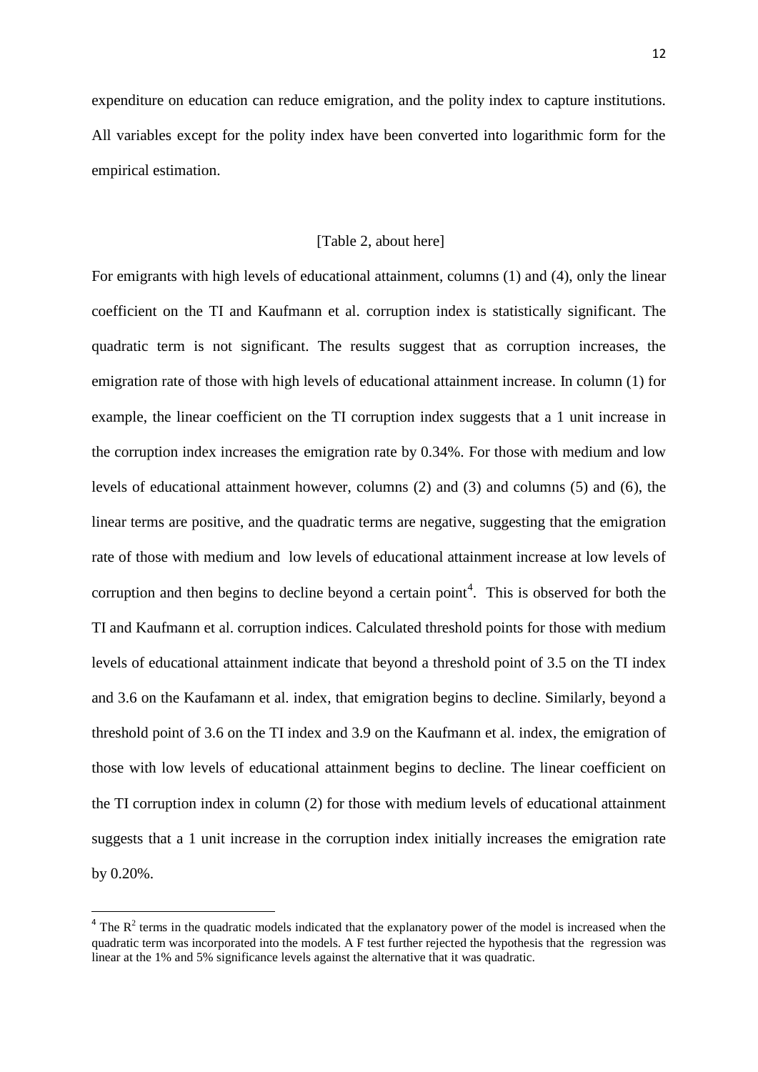expenditure on education can reduce emigration, and the polity index to capture institutions. All variables except for the polity index have been converted into logarithmic form for the empirical estimation.

[Table 2, about here]

For emigrants with high levels of educational attainment, columns (1) and (4), only the linear coefficient on the TI and Kaufmann et al. corruption index is statistically significant. The quadratic term is not significant. The results suggest that as corruption increases, the emigration rate of those with high levels of educational attainment increase. In column (1) for example, the linear coefficient on the TI corruption index suggests that a 1 unit increase in the corruption index increases the emigration rate by 0.34%. For those with medium and low levels of educational attainment however, columns (2) and (3) and columns (5) and (6), the linear terms are positive, and the quadratic terms are negative, suggesting that the emigration rate of those with medium and low levels of educational attainment increase at low levels of corruption and then begins to decline beyond a certain point[4]. This is observed for both the TI and Kaufmann et al. corruption indices. Calculated threshold points for those with medium levels of educational attainment indicate that beyond a threshold point of 3.5 on the TI index and 3.6 on the Kaufamann et al. index, that emigration begins to decline. Similarly, beyond a threshold point of 3.6 on the TI index and 3.9 on the Kaufmann et al. index, the emigration of those with low levels of educational attainment begins to decline. The linear coefficient on the TI corruption index in column (2) for those with medium levels of educational attainment suggests that a 1 unit increase in the corruption index initially increases the emigration rate by 0.20%.

[4] The $R^2$ terms in the quadratic models indicated that the explanatory power of the model is increased when the quadratic term was incorporated into the models. A F test further rejected the hypothesis that the regression was linear at the 1% and 5% significance levels against the alternative that it was quadratic.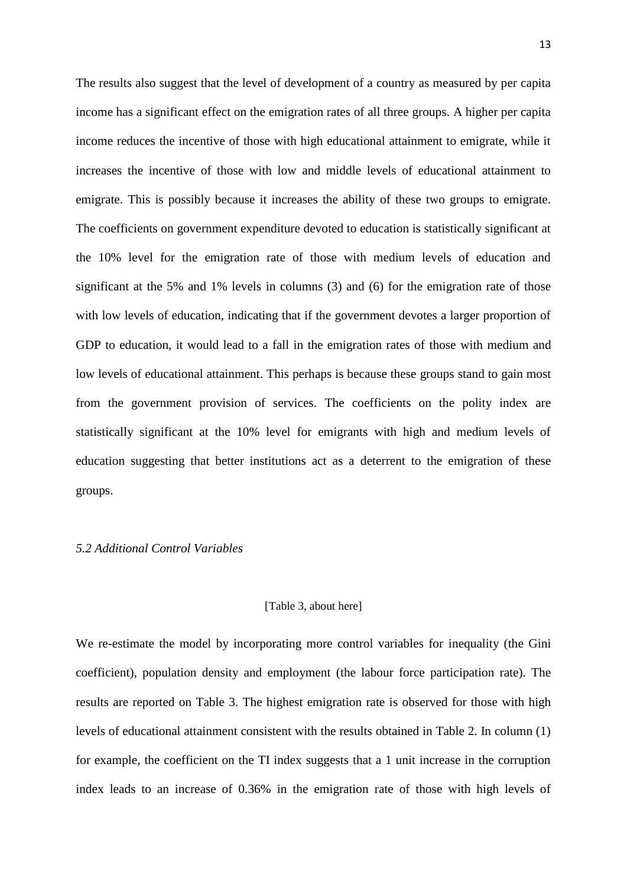The results also suggest that the level of development of a country as measured by per capita income has a significant effect on the emigration rates of all three groups. A higher per capita income reduces the incentive of those with high educational attainment to emigrate, while it increases the incentive of those with low and middle levels of educational attainment to emigrate. This is possibly because it increases the ability of these two groups to emigrate. The coefficients on government expenditure devoted to education is statistically significant at the 10% level for the emigration rate of those with medium levels of education and significant at the 5% and 1% levels in columns (3) and (6) for the emigration rate of those with low levels of education, indicating that if the government devotes a larger proportion of GDP to education, it would lead to a fall in the emigration rates of those with medium and low levels of educational attainment. This perhaps is because these groups stand to gain most from the government provision of services. The coefficients on the polity index are statistically significant at the 10% level for emigrants with high and medium levels of education suggesting that better institutions act as a deterrent to the emigration of these groups.

### *5.2 Additional Control Variables*

[Table 3, about here]

We re-estimate the model by incorporating more control variables for inequality (the Gini coefficient), population density and employment (the labour force participation rate). The results are reported on Table 3. The highest emigration rate is observed for those with high levels of educational attainment consistent with the results obtained in Table 2. In column (1) for example, the coefficient on the TI index suggests that a 1 unit increase in the corruption index leads to an increase of 0.36% in the emigration rate of those with high levels of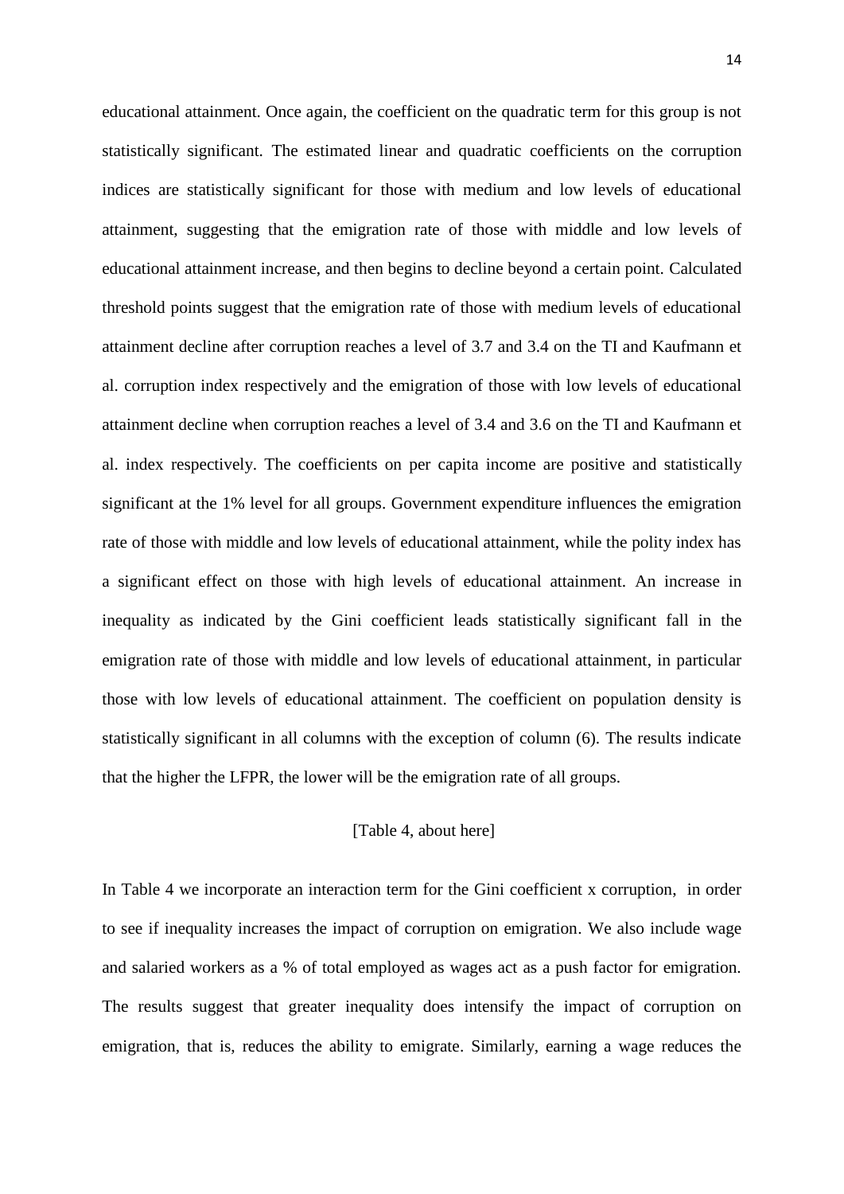educational attainment. Once again, the coefficient on the quadratic term for this group is not statistically significant. The estimated linear and quadratic coefficients on the corruption indices are statistically significant for those with medium and low levels of educational attainment, suggesting that the emigration rate of those with middle and low levels of educational attainment increase, and then begins to decline beyond a certain point. Calculated threshold points suggest that the emigration rate of those with medium levels of educational attainment decline after corruption reaches a level of 3.7 and 3.4 on the TI and Kaufmann et al. corruption index respectively and the emigration of those with low levels of educational attainment decline when corruption reaches a level of 3.4 and 3.6 on the TI and Kaufmann et al. index respectively. The coefficients on per capita income are positive and statistically significant at the 1% level for all groups. Government expenditure influences the emigration rate of those with middle and low levels of educational attainment, while the polity index has a significant effect on those with high levels of educational attainment. An increase in inequality as indicated by the Gini coefficient leads statistically significant fall in the emigration rate of those with middle and low levels of educational attainment, in particular those with low levels of educational attainment. The coefficient on population density is statistically significant in all columns with the exception of column (6). The results indicate that the higher the LFPR, the lower will be the emigration rate of all groups.

[Table 4, about here]

In Table 4 we incorporate an interaction term for the Gini coefficient x corruption, in order to see if inequality increases the impact of corruption on emigration. We also include wage and salaried workers as a % of total employed as wages act as a push factor for emigration. The results suggest that greater inequality does intensify the impact of corruption on emigration, that is, reduces the ability to emigrate. Similarly, earning a wage reduces the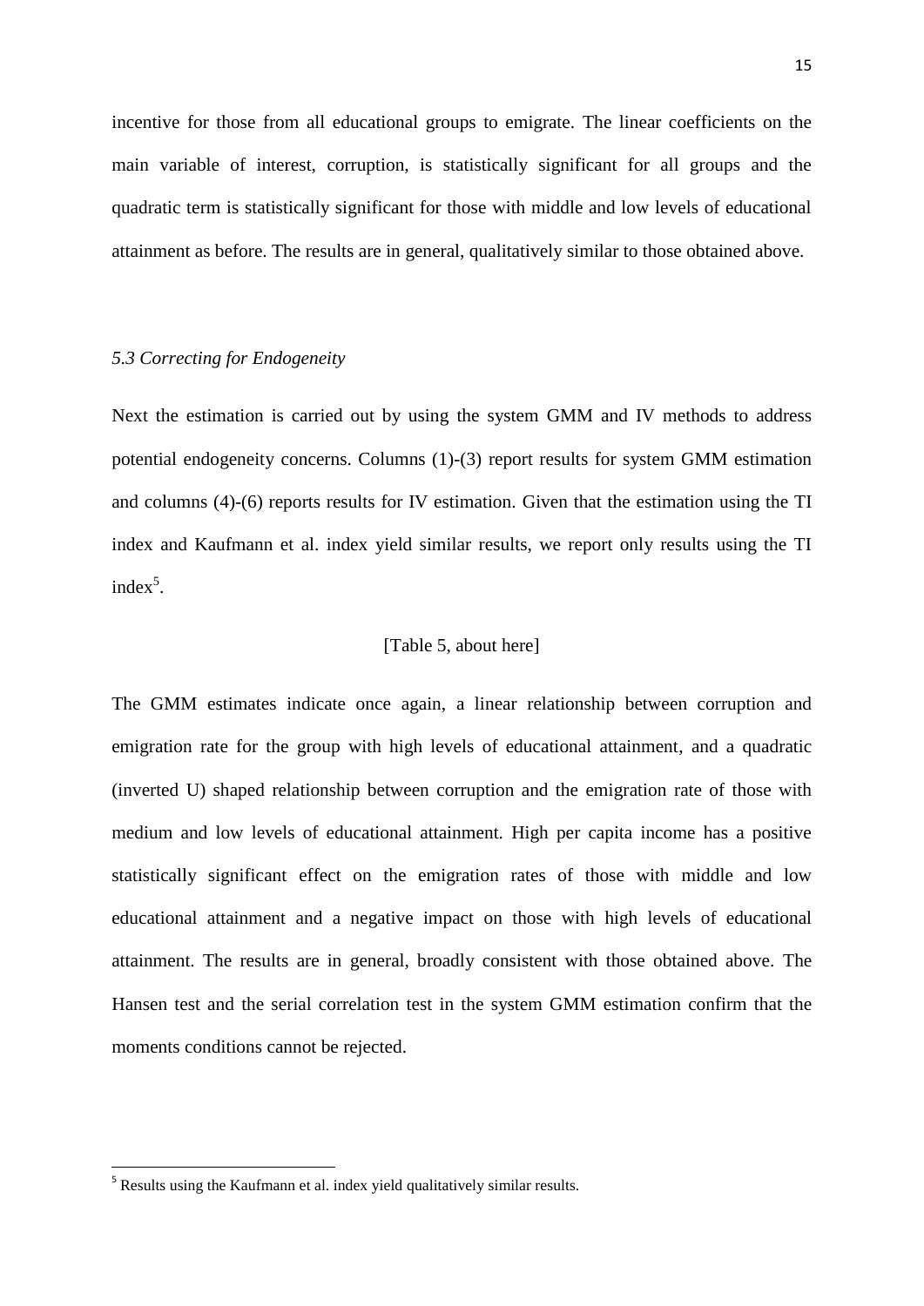incentive for those from all educational groups to emigrate. The linear coefficients on the main variable of interest, corruption, is statistically significant for all groups and the quadratic term is statistically significant for those with middle and low levels of educational attainment as before. The results are in general, qualitatively similar to those obtained above.

### *5.3 Correcting for Endogeneity*

Next the estimation is carried out by using the system GMM and IV methods to address potential endogeneity concerns. Columns (1)-(3) report results for system GMM estimation and columns (4)-(6) reports results for IV estimation. Given that the estimation using the TI index and Kaufmann et al. index yield similar results, we report only results using the TI index[5].

[Table 5, about here]

The GMM estimates indicate once again, a linear relationship between corruption and emigration rate for the group with high levels of educational attainment, and a quadratic (inverted U) shaped relationship between corruption and the emigration rate of those with medium and low levels of educational attainment. High per capita income has a positive statistically significant effect on the emigration rates of those with middle and low educational attainment and a negative impact on those with high levels of educational attainment. The results are in general, broadly consistent with those obtained above. The Hansen test and the serial correlation test in the system GMM estimation confirm that the moments conditions cannot be rejected.

---

[5] Results using the Kaufmann et al. index yield qualitatively similar results.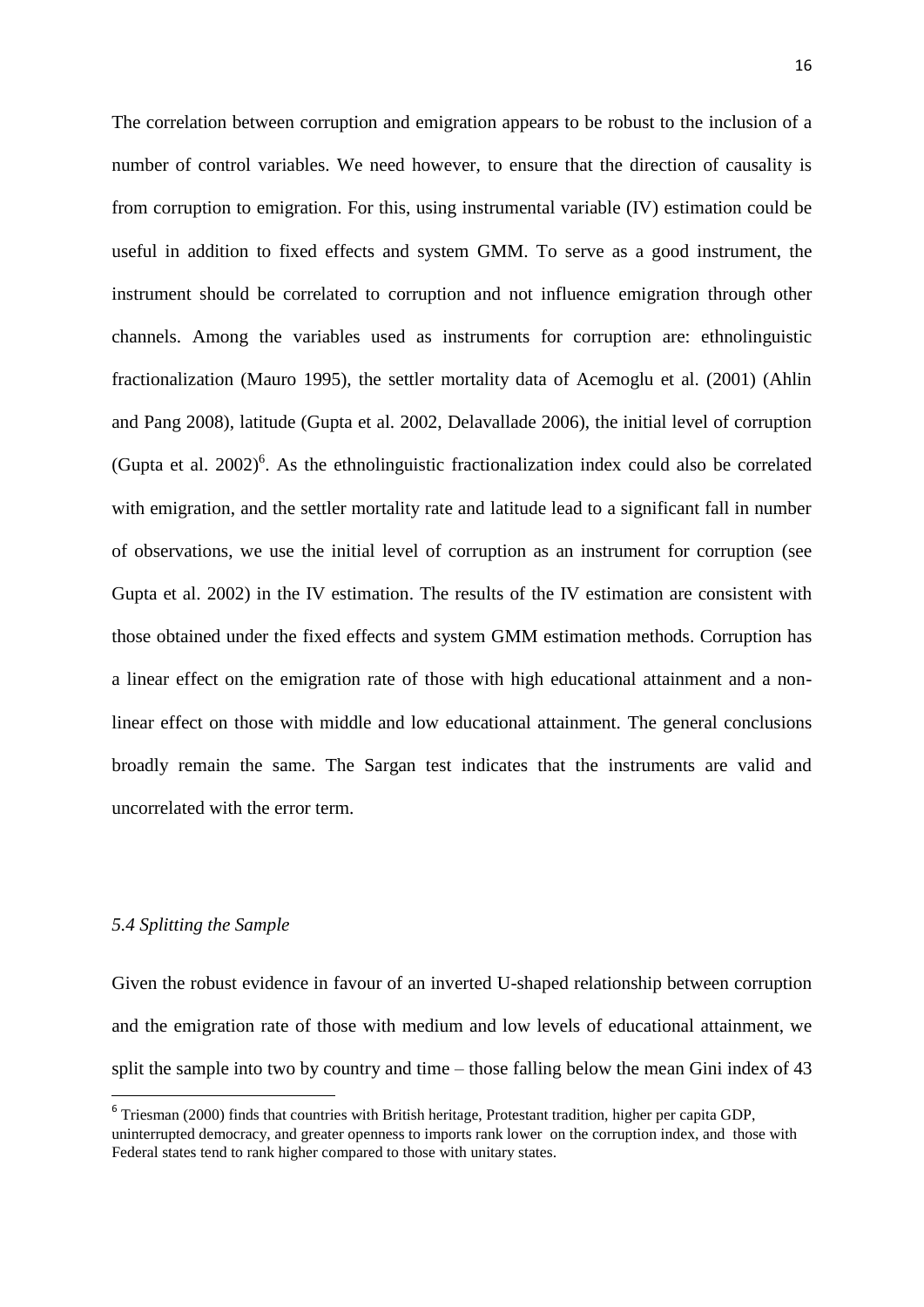The correlation between corruption and emigration appears to be robust to the inclusion of a number of control variables. We need however, to ensure that the direction of causality is from corruption to emigration. For this, using instrumental variable (IV) estimation could be useful in addition to fixed effects and system GMM. To serve as a good instrument, the instrument should be correlated to corruption and not influence emigration through other channels. Among the variables used as instruments for corruption are: ethnolinguistic fractionalization (Mauro 1995), the settler mortality data of Acemoglu et al. (2001) (Ahlin and Pang 2008), latitude (Gupta et al. 2002, Delavallade 2006), the initial level of corruption (Gupta et al. 2002)[6]. As the ethnolinguistic fractionalization index could also be correlated with emigration, and the settler mortality rate and latitude lead to a significant fall in number of observations, we use the initial level of corruption as an instrument for corruption (see Gupta et al. 2002) in the IV estimation. The results of the IV estimation are consistent with those obtained under the fixed effects and system GMM estimation methods. Corruption has a linear effect on the emigration rate of those with high educational attainment and a non-linear effect on those with middle and low educational attainment. The general conclusions broadly remain the same. The Sargan test indicates that the instruments are valid and uncorrelated with the error term.

### *5.4 Splitting the Sample*

Given the robust evidence in favour of an inverted U-shaped relationship between corruption and the emigration rate of those with medium and low levels of educational attainment, we split the sample into two by country and time – those falling below the mean Gini index of 43

[6] Triesman (2000) finds that countries with British heritage, Protestant tradition, higher per capita GDP, uninterrupted democracy, and greater openness to imports rank lower on the corruption index, and those with Federal states tend to rank higher compared to those with unitary states.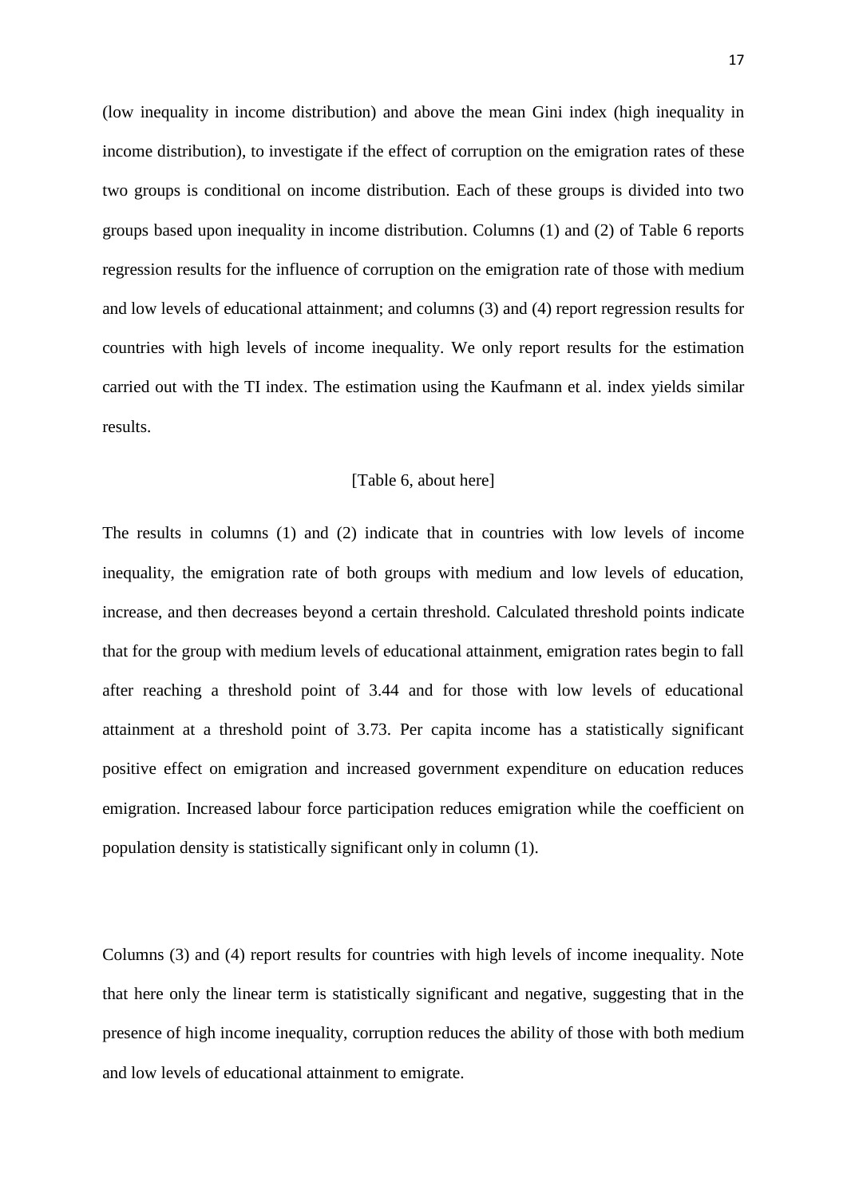(low inequality in income distribution) and above the mean Gini index (high inequality in income distribution), to investigate if the effect of corruption on the emigration rates of these two groups is conditional on income distribution. Each of these groups is divided into two groups based upon inequality in income distribution. Columns (1) and (2) of Table 6 reports regression results for the influence of corruption on the emigration rate of those with medium and low levels of educational attainment; and columns (3) and (4) report regression results for countries with high levels of income inequality. We only report results for the estimation carried out with the TI index. The estimation using the Kaufmann et al. index yields similar results.

[Table 6, about here]

The results in columns (1) and (2) indicate that in countries with low levels of income inequality, the emigration rate of both groups with medium and low levels of education, increase, and then decreases beyond a certain threshold. Calculated threshold points indicate that for the group with medium levels of educational attainment, emigration rates begin to fall after reaching a threshold point of 3.44 and for those with low levels of educational attainment at a threshold point of 3.73. Per capita income has a statistically significant positive effect on emigration and increased government expenditure on education reduces emigration. Increased labour force participation reduces emigration while the coefficient on population density is statistically significant only in column (1).

Columns (3) and (4) report results for countries with high levels of income inequality. Note that here only the linear term is statistically significant and negative, suggesting that in the presence of high income inequality, corruption reduces the ability of those with both medium and low levels of educational attainment to emigrate.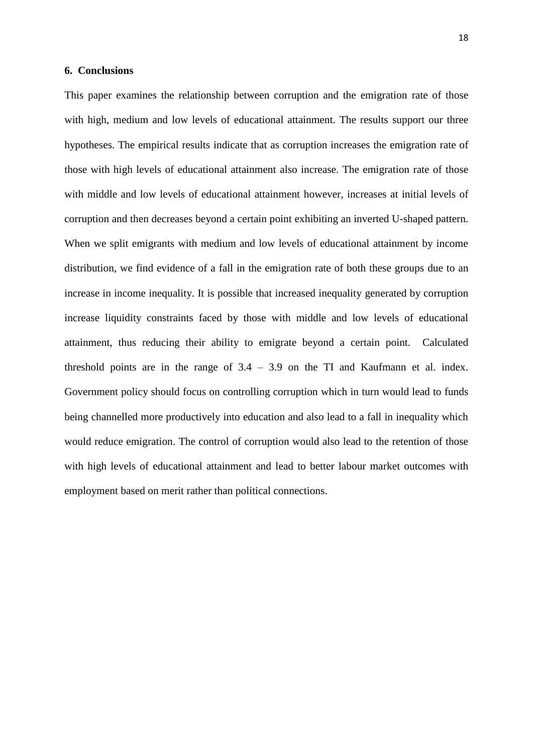## 6. Conclusions

This paper examines the relationship between corruption and the emigration rate of those with high, medium and low levels of educational attainment. The results support our three hypotheses. The empirical results indicate that as corruption increases the emigration rate of those with high levels of educational attainment also increase. The emigration rate of those with middle and low levels of educational attainment however, increases at initial levels of corruption and then decreases beyond a certain point exhibiting an inverted U-shaped pattern. When we split emigrants with medium and low levels of educational attainment by income distribution, we find evidence of a fall in the emigration rate of both these groups due to an increase in income inequality. It is possible that increased inequality generated by corruption increase liquidity constraints faced by those with middle and low levels of educational attainment, thus reducing their ability to emigrate beyond a certain point. Calculated threshold points are in the range of 3.4 – 3.9 on the TI and Kaufmann et al. index. Government policy should focus on controlling corruption which in turn would lead to funds being channelled more productively into education and also lead to a fall in inequality which would reduce emigration. The control of corruption would also lead to the retention of those with high levels of educational attainment and lead to better labour market outcomes with employment based on merit rather than political connections.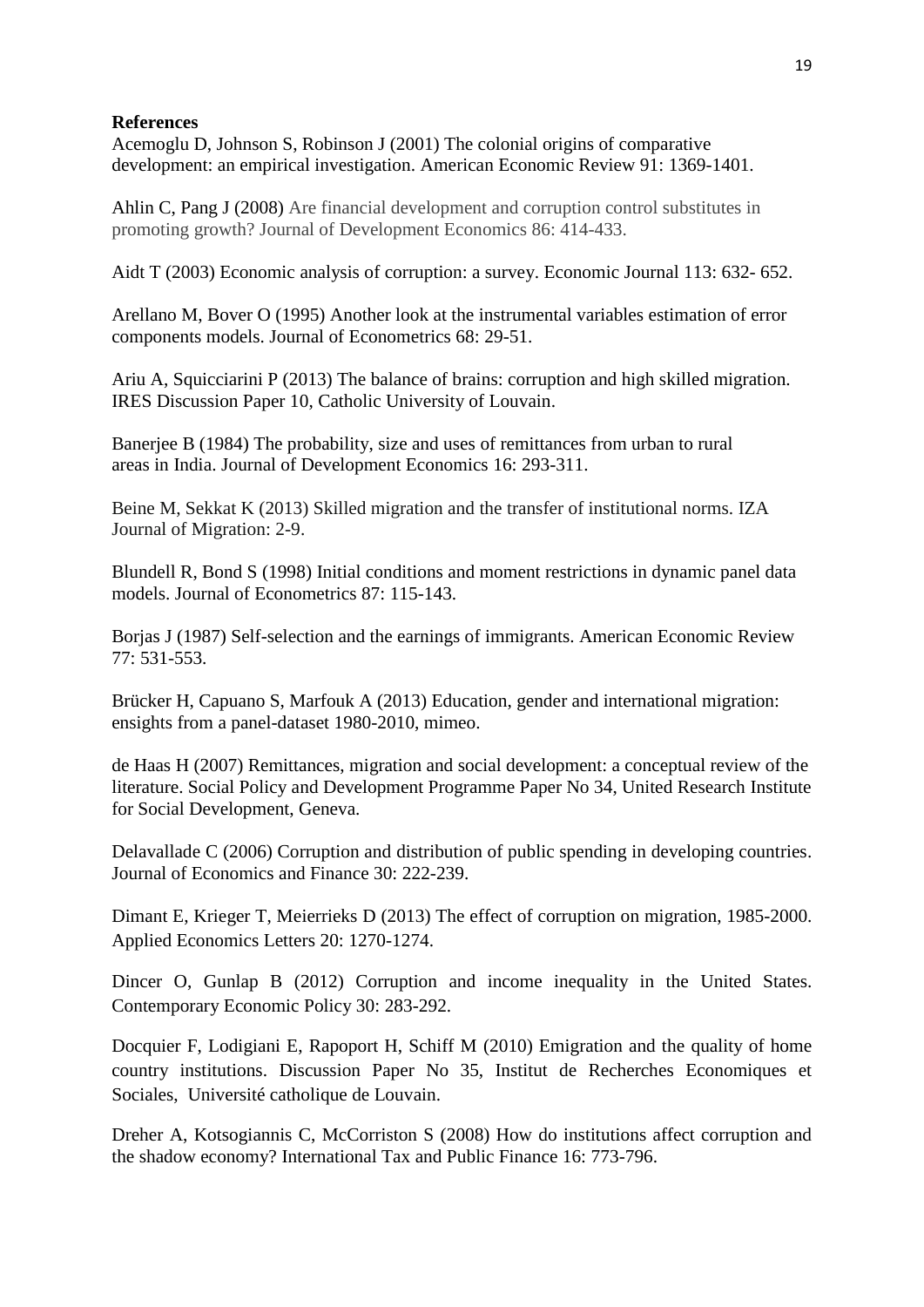**References**

Acemoglu D, Johnson S, Robinson J (2001) The colonial origins of comparative development: an empirical investigation. American Economic Review 91: 1369-1401.

Ahlin C, Pang J (2008) Are financial development and corruption control substitutes in promoting growth? Journal of Development Economics 86: 414-433.

Aidt T (2003) Economic analysis of corruption: a survey. Economic Journal 113: 632- 652.

Arellano M, Bover O (1995) Another look at the instrumental variables estimation of error components models. Journal of Econometrics 68: 29-51.

Ariu A, Squicciarini P (2013) The balance of brains: corruption and high skilled migration. IRES Discussion Paper 10, Catholic University of Louvain.

Banerjee B (1984) The probability, size and uses of remittances from urban to rural areas in India. Journal of Development Economics 16: 293-311.

Beine M, Sekkat K (2013) Skilled migration and the transfer of institutional norms. IZA Journal of Migration: 2-9.

Blundell R, Bond S (1998) Initial conditions and moment restrictions in dynamic panel data models. Journal of Econometrics 87: 115-143.

Borjas J (1987) Self-selection and the earnings of immigrants. American Economic Review 77: 531-553.

Brücker H, Capuano S, Marfouk A (2013) Education, gender and international migration: ensights from a panel-dataset 1980-2010, mimeo.

de Haas H (2007) Remittances, migration and social development: a conceptual review of the literature. Social Policy and Development Programme Paper No 34, United Research Institute for Social Development, Geneva.

Delavallade C (2006) Corruption and distribution of public spending in developing countries. Journal of Economics and Finance 30: 222-239.

Dimant E, Krieger T, Meierrieks D (2013) The effect of corruption on migration, 1985-2000. Applied Economics Letters 20: 1270-1274.

Dincer O, Gunlap B (2012) Corruption and income inequality in the United States. Contemporary Economic Policy 30: 283-292.

Docquier F, Lodigiani E, Rapoport H, Schiff M (2010) Emigration and the quality of home country institutions. Discussion Paper No 35, Institut de Recherches Economiques et Sociales, Université catholique de Louvain.

Dreher A, Kotsogiannis C, McCorriston S (2008) How do institutions affect corruption and the shadow economy? International Tax and Public Finance 16: 773-796.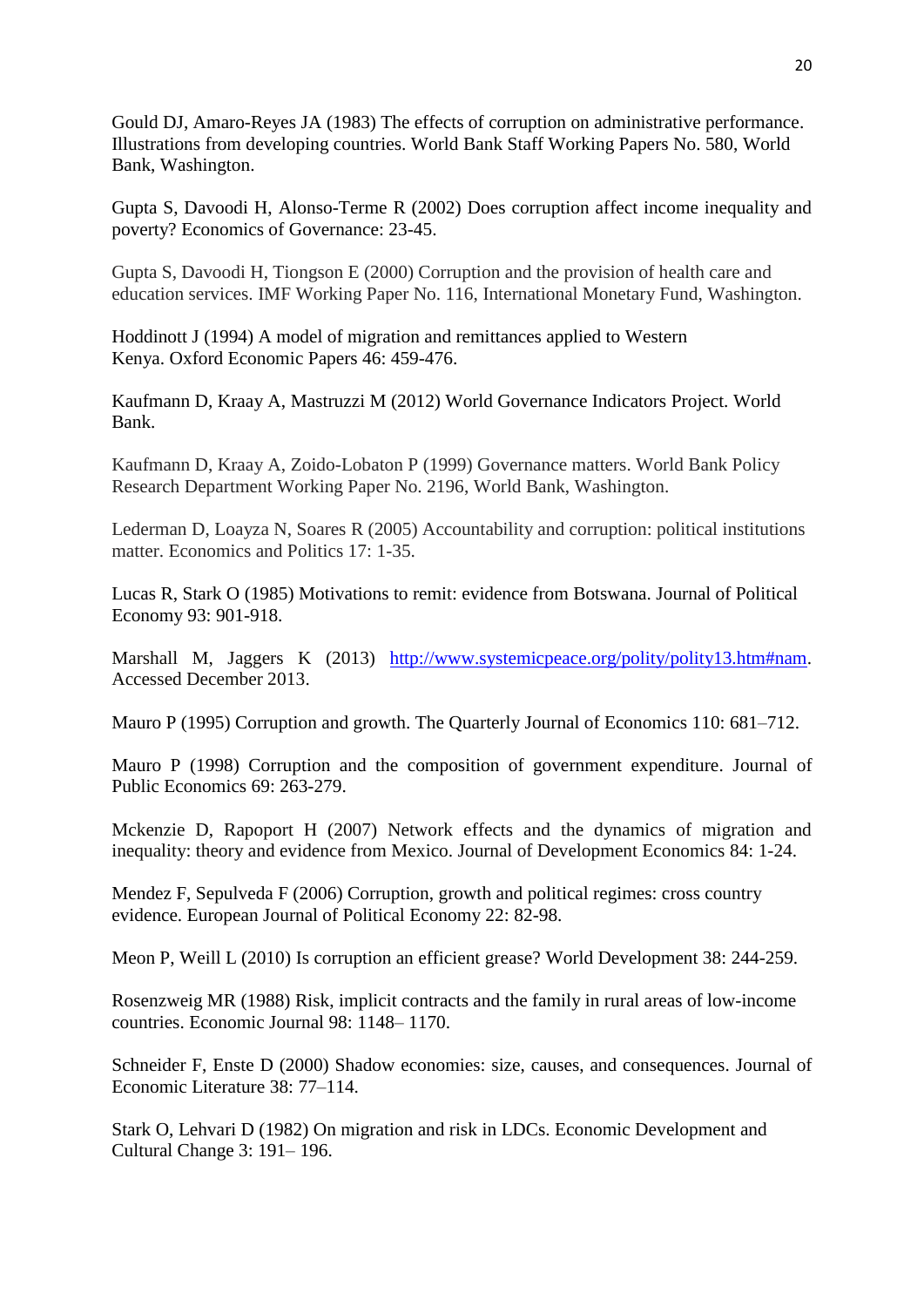Gould DJ, Amaro-Reyes JA (1983) The effects of corruption on administrative performance. Illustrations from developing countries. World Bank Staff Working Papers No. 580, World Bank, Washington.

Gupta S, Davoodi H, Alonso-Terme R (2002) Does corruption affect income inequality and poverty? Economics of Governance: 23-45.

Gupta S, Davoodi H, Tiongson E (2000) Corruption and the provision of health care and education services. IMF Working Paper No. 116, International Monetary Fund, Washington.

Hoddinott J (1994) A model of migration and remittances applied to Western Kenya. Oxford Economic Papers 46: 459-476.

Kaufmann D, Kraay A, Mastruzzi M (2012) World Governance Indicators Project. World Bank.

Kaufmann D, Kraay A, Zoido-Lobaton P (1999) Governance matters. World Bank Policy Research Department Working Paper No. 2196, World Bank, Washington.

Lederman D, Loayza N, Soares R (2005) Accountability and corruption: political institutions matter. Economics and Politics 17: 1-35.

Lucas R, Stark O (1985) Motivations to remit: evidence from Botswana. Journal of Political Economy 93: 901-918.

Marshall M, Jaggers K (2013) http://www.systemicpeace.org/polity/polity13.htm#nam. Accessed December 2013.

Mauro P (1995) Corruption and growth. The Quarterly Journal of Economics 110: 681–712.

Mauro P (1998) Corruption and the composition of government expenditure. Journal of Public Economics 69: 263-279.

Mckenzie D, Rapoport H (2007) Network effects and the dynamics of migration and inequality: theory and evidence from Mexico. Journal of Development Economics 84: 1-24.

Mendez F, Sepulveda F (2006) Corruption, growth and political regimes: cross country evidence. European Journal of Political Economy 22: 82-98.

Meon P, Weill L (2010) Is corruption an efficient grease? World Development 38: 244-259.

Rosenzweig MR (1988) Risk, implicit contracts and the family in rural areas of low-income countries. Economic Journal 98: 1148– 1170.

Schneider F, Enste D (2000) Shadow economies: size, causes, and consequences. Journal of Economic Literature 38: 77–114.

Stark O, Lehvari D (1982) On migration and risk in LDCs. Economic Development and Cultural Change 3: 191– 196.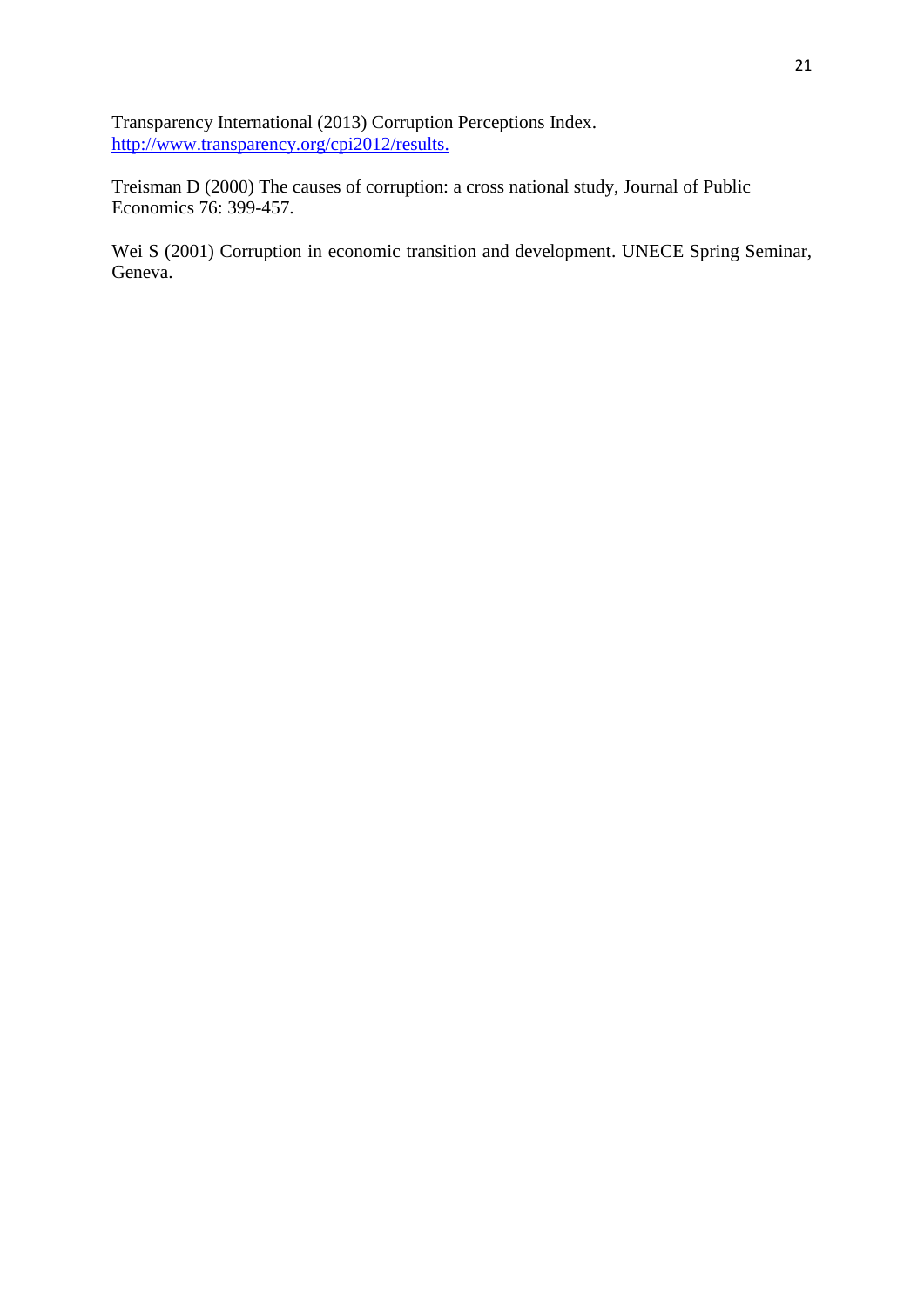Transparency International (2013) Corruption Perceptions Index. http://www.transparency.org/cpi2012/results.

Treisman D (2000) The causes of corruption: a cross national study, Journal of Public Economics 76: 399-457.

Wei S (2001) Corruption in economic transition and development. UNECE Spring Seminar, Geneva.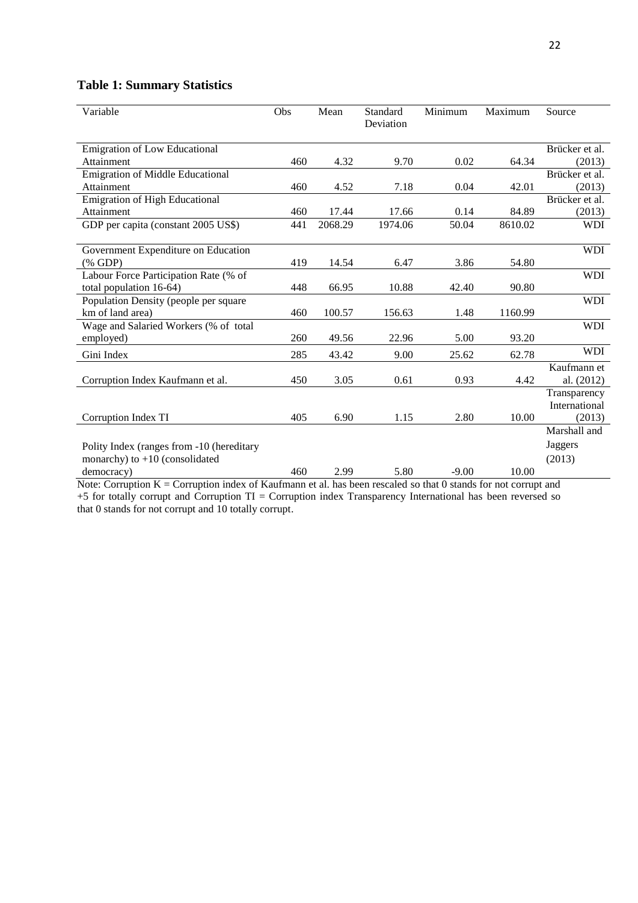**Table 1: Summary Statistics**

| Variable | Obs | Mean | Standard Deviation | Minimum | Maximum | Source |
|---|---|---|---|---|---|---|
| Emigration of Low Educational Attainment | 460 | 4.32 | 9.70 | 0.02 | 64.34 | Brücker et al. (2013) |
| Emigration of Middle Educational Attainment | 460 | 4.52 | 7.18 | 0.04 | 42.01 | Brücker et al. (2013) |
| Emigration of High Educational Attainment | 460 | 17.44 | 17.66 | 0.14 | 84.89 | Brücker et al. (2013) |
| GDP per capita (constant 2005 US$) | 441 | 2068.29 | 1974.06 | 50.04 | 8610.02 | WDI |
| Government Expenditure on Education (% GDP) | 419 | 14.54 | 6.47 | 3.86 | 54.80 | WDI |
| Labour Force Participation Rate (% of total population 16-64) | 448 | 66.95 | 10.88 | 42.40 | 90.80 | WDI |
| Population Density (people per square km of land area) | 460 | 100.57 | 156.63 | 1.48 | 1160.99 | WDI |
| Wage and Salaried Workers (% of total employed) | 260 | 49.56 | 22.96 | 5.00 | 93.20 | WDI |
| Gini Index | 285 | 43.42 | 9.00 | 25.62 | 62.78 | WDI |
| Corruption Index Kaufmann et al. | 450 | 3.05 | 0.61 | 0.93 | 4.42 | Kaufmann et al. (2012) |
| Corruption Index TI | 405 | 6.90 | 1.15 | 2.80 | 10.00 | Transparency International (2013) |
| Polity Index (ranges from -10 (hereditary monarchy) to +10 (consolidated democracy) | 460 | 2.99 | 5.80 | -9.00 | 10.00 | Marshall and Jaggers (2013) |

Note: Corruption K = Corruption index of Kaufmann et al. has been rescaled so that 0 stands for not corrupt and +5 for totally corrupt and Corruption TI = Corruption index Transparency International has been reversed so that 0 stands for not corrupt and 10 totally corrupt.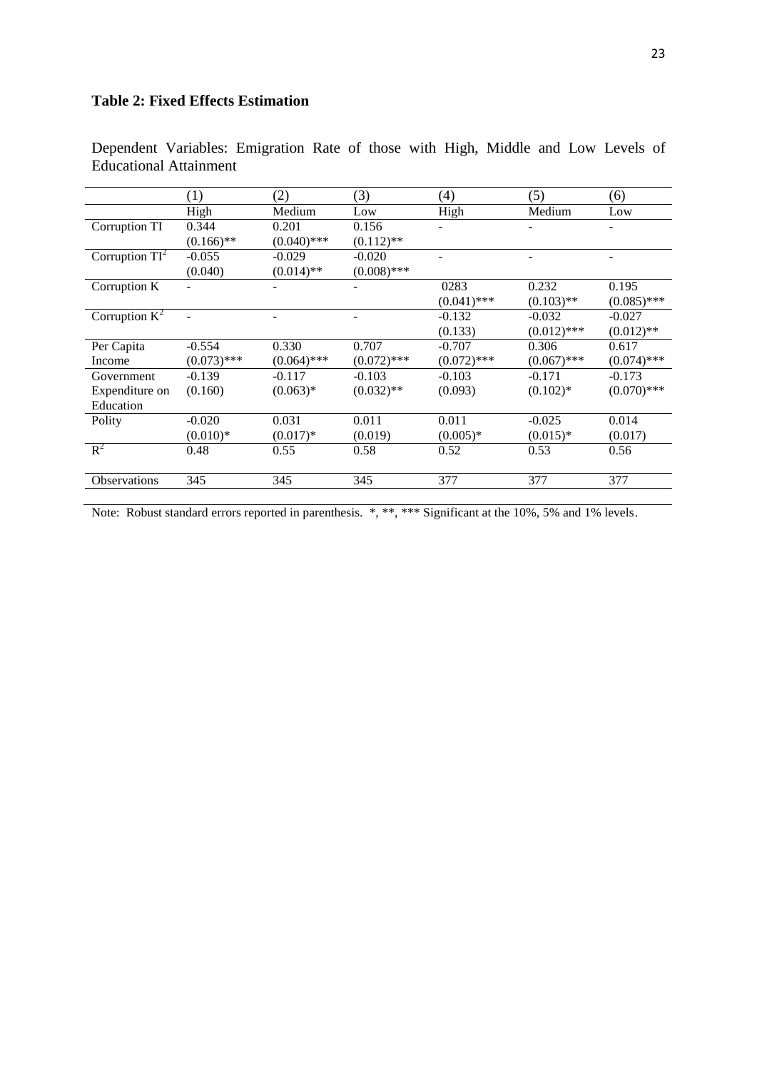**Table 2: Fixed Effects Estimation**

Dependent Variables: Emigration Rate of those with High, Middle and Low Levels of Educational Attainment

| | (1) | (2) | (3) | (4) | (5) | (6) |
|---|---|---|---|---|---|---|
| | High | Medium | Low | High | Medium | Low |
| Corruption TI | 0.344<br>(0.166)** | 0.201<br>(0.040)*** | 0.156<br>(0.112)** | - | - | - |
| Corruption $TI^2$ | -0.055<br>(0.040) | -0.029<br>(0.014)** | -0.020<br>(0.008)*** | - | - | - |
| Corruption K | - | - | - | 0283<br>(0.041)*** | 0.232<br>(0.103)** | 0.195<br>(0.085)*** |
| Corruption $K^2$ | - | - | - | -0.132<br>(0.133) | -0.032<br>(0.012)*** | -0.027<br>(0.012)** |
| Per Capita Income | -0.554<br>(0.073)*** | 0.330<br>(0.064)*** | 0.707<br>(0.072)*** | -0.707<br>(0.072)*** | 0.306<br>(0.067)*** | 0.617<br>(0.074)*** |
| Government Expenditure on Education | -0.139<br>(0.160) | -0.117<br>(0.063)* | -0.103<br>(0.032)** | -0.103<br>(0.093) | -0.171<br>(0.102)* | -0.173<br>(0.070)*** |
| Polity | -0.020<br>(0.010)* | 0.031<br>(0.017)* | 0.011<br>(0.019) | 0.011<br>(0.005)* | -0.025<br>(0.015)* | 0.014<br>(0.017) |
| $R^2$ | 0.48 | 0.55 | 0.58 | 0.52 | 0.53 | 0.56 |
| Observations | 345 | 345 | 345 | 377 | 377 | 377 |

Note: Robust standard errors reported in parenthesis. *, **, *** Significant at the 10%, 5% and 1% levels.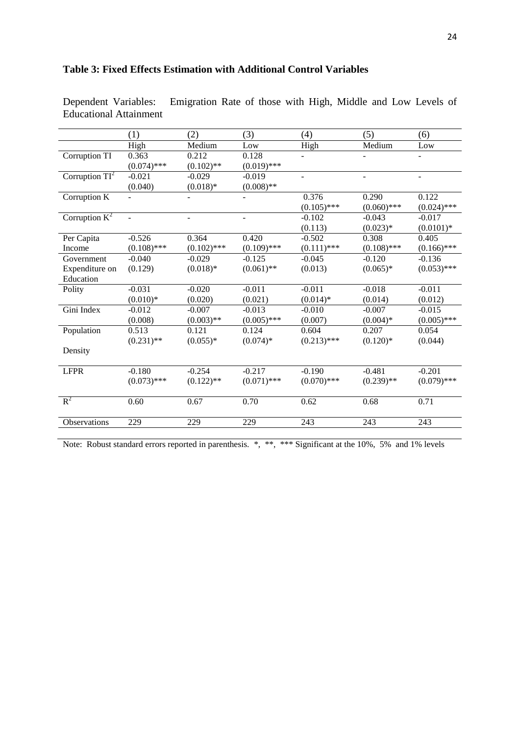**Table 3: Fixed Effects Estimation with Additional Control Variables**

Dependent Variables: Emigration Rate of those with High, Middle and Low Levels of Educational Attainment

| | (1) | (2) | (3) | (4) | (5) | (6) |
|---|---|---|---|---|---|---|
| | High | Medium | Low | High | Medium | Low |
| Corruption TI | 0.363 | 0.212 | 0.128 | - | - | - |
| | (0.074)*** | (0.102)** | (0.019)*** | | | |
| Corruption $TI^2$ | -0.021 | -0.029 | -0.019 | - | - | - |
| | (0.040) | (0.018)* | (0.008)** | | | |
| Corruption K | - | - | - | 0.376 | 0.290 | 0.122 |
| | | | | (0.105)*** | (0.060)*** | (0.024)*** |
| Corruption $K^2$ | - | - | - | -0.102 | -0.043 | -0.017 |
| | | | | (0.113) | (0.023)* | (0.0101)* |
| Per Capita Income | -0.526 | 0.364 | 0.420 | -0.502 | 0.308 | 0.405 |
| | (0.108)*** | (0.102)*** | (0.109)*** | (0.111)*** | (0.108)*** | (0.166)*** |
| Government Expenditure on Education | -0.040 | -0.029 | -0.125 | -0.045 | -0.120 | -0.136 |
| | (0.129) | (0.018)* | (0.061)** | (0.013) | (0.065)* | (0.053)*** |
| Polity | -0.031 | -0.020 | -0.011 | -0.011 | -0.018 | -0.011 |
| | (0.010)* | (0.020) | (0.021) | (0.014)* | (0.014) | (0.012) |
| Gini Index | -0.012 | -0.007 | -0.013 | -0.010 | -0.007 | -0.015 |
| | (0.008) | (0.003)** | (0.005)*** | (0.007) | (0.004)* | (0.005)*** |
| Population Density | 0.513 | 0.121 | 0.124 | 0.604 | 0.207 | 0.054 |
| | (0.231)** | (0.055)* | (0.074)* | (0.213)*** | (0.120)* | (0.044) |
| LFPR | -0.180 | -0.254 | -0.217 | -0.190 | -0.481 | -0.201 |
| | (0.073)*** | (0.122)** | (0.071)*** | (0.070)*** | (0.239)** | (0.079)*** |
| $R^2$ | 0.60 | 0.67 | 0.70 | 0.62 | 0.68 | 0.71 |
| Observations | 229 | 229 | 229 | 243 | 243 | 243 |

Note: Robust standard errors reported in parenthesis. *, **, *** Significant at the 10%, 5% and 1% levels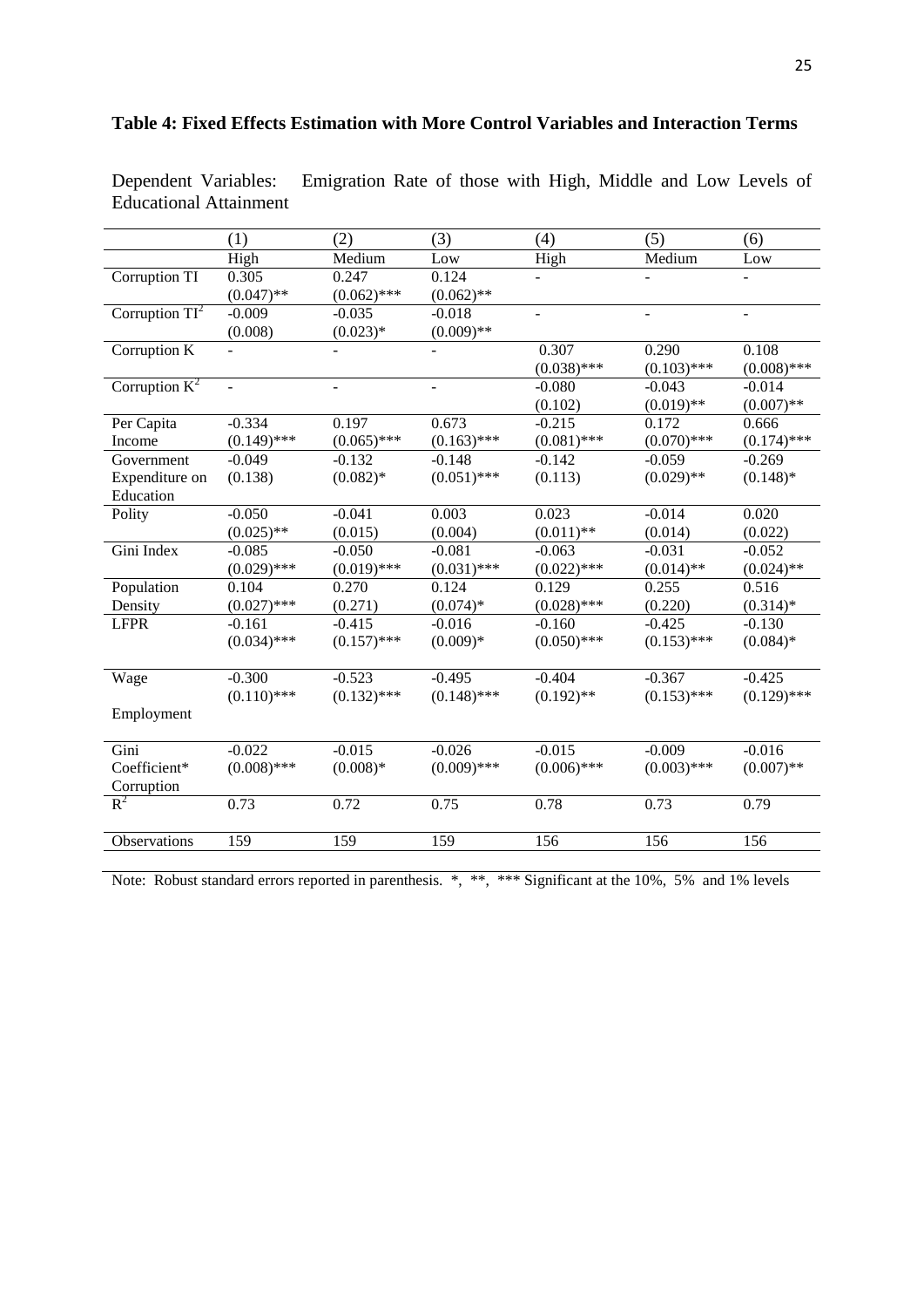**Table 4: Fixed Effects Estimation with More Control Variables and Interaction Terms**

Dependent Variables: Emigration Rate of those with High, Middle and Low Levels of Educational Attainment

| | (1) | (2) | (3) | (4) | (5) | (6) |
|---|---|---|---|---|---|---|
| | High | Medium | Low | High | Medium | Low |
| Corruption TI | 0.305 (0.047)** | 0.247 (0.062)*** | 0.124 (0.062)** | - | - | - |
| Corruption $TI^2$ | -0.009 (0.008) | -0.035 (0.023)* | -0.018 (0.009)** | - | - | - |
| Corruption K | - | - | - | 0.307 (0.038)*** | 0.290 (0.103)*** | 0.108 (0.008)*** |
| Corruption $K^2$ | - | - | - | -0.080 (0.102) | -0.043 (0.019)** | -0.014 (0.007)** |
| Per Capita Income | -0.334 (0.149)*** | 0.197 (0.065)*** | 0.673 (0.163)*** | -0.215 (0.081)*** | 0.172 (0.070)*** | 0.666 (0.174)*** |
| Government Expenditure on Education | -0.049 (0.138) | -0.132 (0.082)* | -0.148 (0.051)*** | -0.142 (0.113) | -0.059 (0.029)** | -0.269 (0.148)* |
| Polity | -0.050 (0.025)** | -0.041 (0.015) | 0.003 (0.004) | 0.023 (0.011)** | -0.014 (0.014) | 0.020 (0.022) |
| Gini Index | -0.085 (0.029)*** | -0.050 (0.019)*** | -0.081 (0.031)*** | -0.063 (0.022)*** | -0.031 (0.014)** | -0.052 (0.024)** |
| Population Density | 0.104 (0.027)*** | 0.270 (0.271) | 0.124 (0.074)* | 0.129 (0.028)*** | 0.255 (0.220) | 0.516 (0.314)* |
| LFPR | -0.161 (0.034)*** | -0.415 (0.157)*** | -0.016 (0.009)* | -0.160 (0.050)*** | -0.425 (0.153)*** | -0.130 (0.084)* |
| Wage Employment | -0.300 (0.110)*** | -0.523 (0.132)*** | -0.495 (0.148)*** | -0.404 (0.192)** | -0.367 (0.153)*** | -0.425 (0.129)*** |
| Gini Coefficient* Corruption | -0.022 (0.008)*** | -0.015 (0.008)* | -0.026 (0.009)*** | -0.015 (0.006)*** | -0.009 (0.003)*** | -0.016 (0.007)** |
| $R^2$ | 0.73 | 0.72 | 0.75 | 0.78 | 0.73 | 0.79 |
| Observations | 159 | 159 | 159 | 156 | 156 | 156 |

Note: Robust standard errors reported in parenthesis. *, **, *** Significant at the 10%, 5% and 1% levels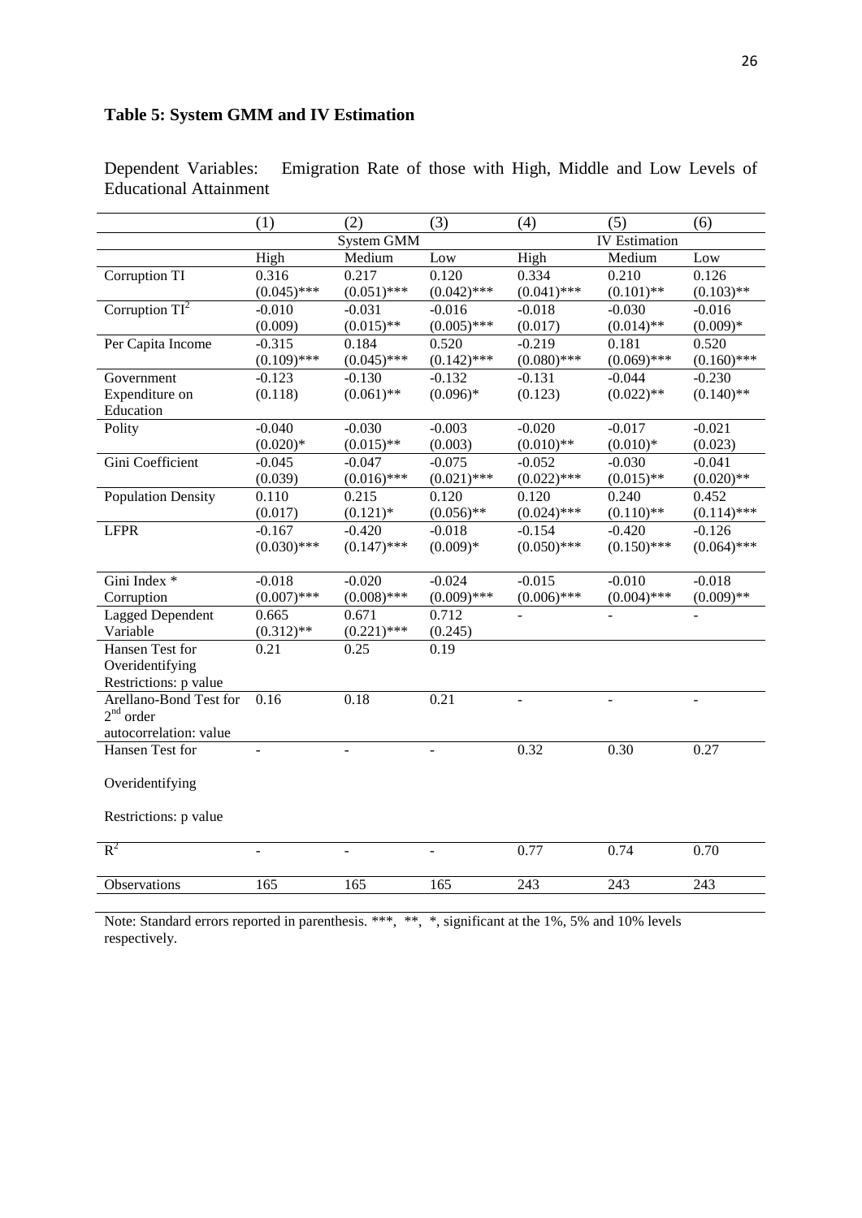## Table 5: System GMM and IV Estimation

Dependent Variables: Emigration Rate of those with High, Middle and Low Levels of Educational Attainment

| | (1) | (2) | (3) | (4) | (5) | (6) |
|---|---|---|---|---|---|---|
| | System GMM | | | IV Estimation | | |
| | High | Medium | Low | High | Medium | Low |
| Corruption TI | 0.316 (0.045)*** | 0.217 (0.051)*** | 0.120 (0.042)*** | 0.334 (0.041)*** | 0.210 (0.101)** | 0.126 (0.103)** |
| Corruption $TI^2$ | -0.010 (0.009) | -0.031 (0.015)** | -0.016 (0.005)*** | -0.018 (0.017) | -0.030 (0.014)** | -0.016 (0.009)* |
| Per Capita Income | -0.315 (0.109)*** | 0.184 (0.045)*** | 0.520 (0.142)*** | -0.219 (0.080)*** | 0.181 (0.069)*** | 0.520 (0.160)*** |
| Government Expenditure on Education | -0.123 (0.118) | -0.130 (0.061)** | -0.132 (0.096)* | -0.131 (0.123) | -0.044 (0.022)** | -0.230 (0.140)** |
| Polity | -0.040 (0.020)* | -0.030 (0.015)** | -0.003 (0.003) | -0.020 (0.010)** | -0.017 (0.010)* | -0.021 (0.023) |
| Gini Coefficient | -0.045 (0.039) | -0.047 (0.016)*** | -0.075 (0.021)*** | -0.052 (0.022)*** | -0.030 (0.015)** | -0.041 (0.020)** |
| Population Density | 0.110 (0.017) | 0.215 (0.121)* | 0.120 (0.056)** | 0.120 (0.024)*** | 0.240 (0.110)** | 0.452 (0.114)*** |
| LFPR | -0.167 (0.030)*** | -0.420 (0.147)*** | -0.018 (0.009)* | -0.154 (0.050)*** | -0.420 (0.150)*** | -0.126 (0.064)*** |
| Gini Index * Corruption | -0.018 (0.007)*** | -0.020 (0.008)*** | -0.024 (0.009)*** | -0.015 (0.006)*** | -0.010 (0.004)*** | -0.018 (0.009)** |
| Lagged Dependent Variable | 0.665 (0.312)** | 0.671 (0.221)*** | 0.712 (0.245) | - | - | - |
| Hansen Test for Overidentifying Restrictions: p value | 0.21 | 0.25 | 0.19 | | | |
| Arellano-Bond Test for 2nd order autocorrelation: value | 0.16 | 0.18 | 0.21 | - | - | - |
| Hansen Test for Overidentifying Restrictions: p value | - | - | - | 0.32 | 0.30 | 0.27 |
| $R^2$ | - | - | - | 0.77 | 0.74 | 0.70 |
| Observations | 165 | 165 | 165 | 243 | 243 | 243 |

Note: Standard errors reported in parenthesis. ***, **, *, significant at the 1%, 5% and 10% levels respectively.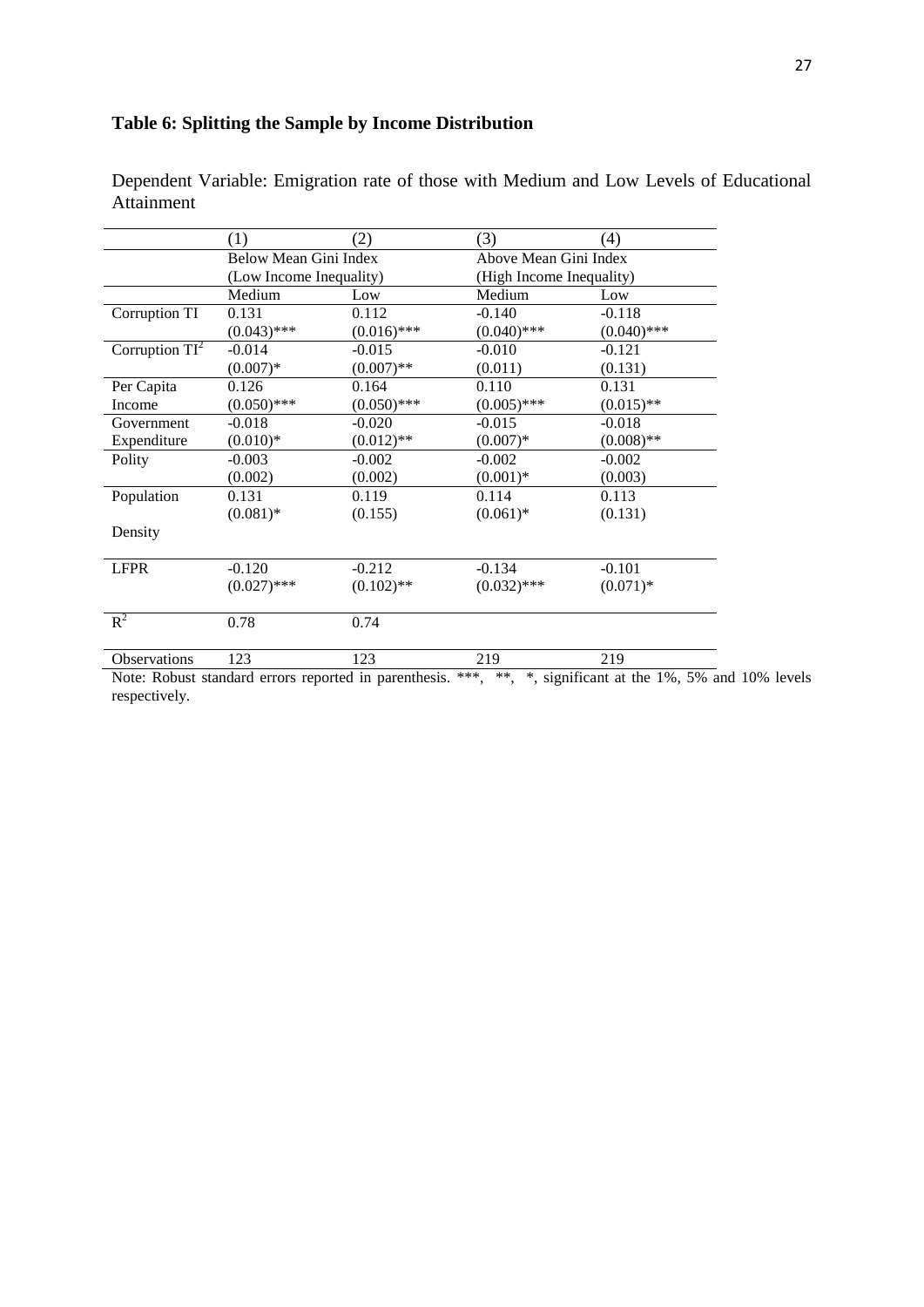**Table 6: Splitting the Sample by Income Distribution**

Dependent Variable: Emigration rate of those with Medium and Low Levels of Educational Attainment

| | (1) | (2) | (3) | (4) |
|---|---|---|---|---|
| | Below Mean Gini Index (Low Income Inequality) | | Above Mean Gini Index (High Income Inequality) | |
| | Medium | Low | Medium | Low |
| Corruption TI | 0.131 | 0.112 | -0.140 | -0.118 |
| | (0.043)*** | (0.016)*** | (0.040)*** | (0.040)*** |
| Corruption $TI^2$ | -0.014 | -0.015 | -0.010 | -0.121 |
| | (0.007)* | (0.007)** | (0.011) | (0.131) |
| Per Capita Income | 0.126 | 0.164 | 0.110 | 0.131 |
| | (0.050)*** | (0.050)*** | (0.005)*** | (0.015)** |
| Government Expenditure | -0.018 | -0.020 | -0.015 | -0.018 |
| | (0.010)* | (0.012)** | (0.007)* | (0.008)** |
| Polity | -0.003 | -0.002 | -0.002 | -0.002 |
| | (0.002) | (0.002) | (0.001)* | (0.003) |
| Population Density | 0.131 | 0.119 | 0.114 | 0.113 |
| | (0.081)* | (0.155) | (0.061)* | (0.131) |
| LFPR | -0.120 | -0.212 | -0.134 | -0.101 |
| | (0.027)*** | (0.102)** | (0.032)*** | (0.071)* |
| $R^2$ | 0.78 | 0.74 | | |
| Observations | 123 | 123 | 219 | 219 |

Note: Robust standard errors reported in parenthesis. ***, **, *, significant at the 1%, 5% and 10% levels respectively.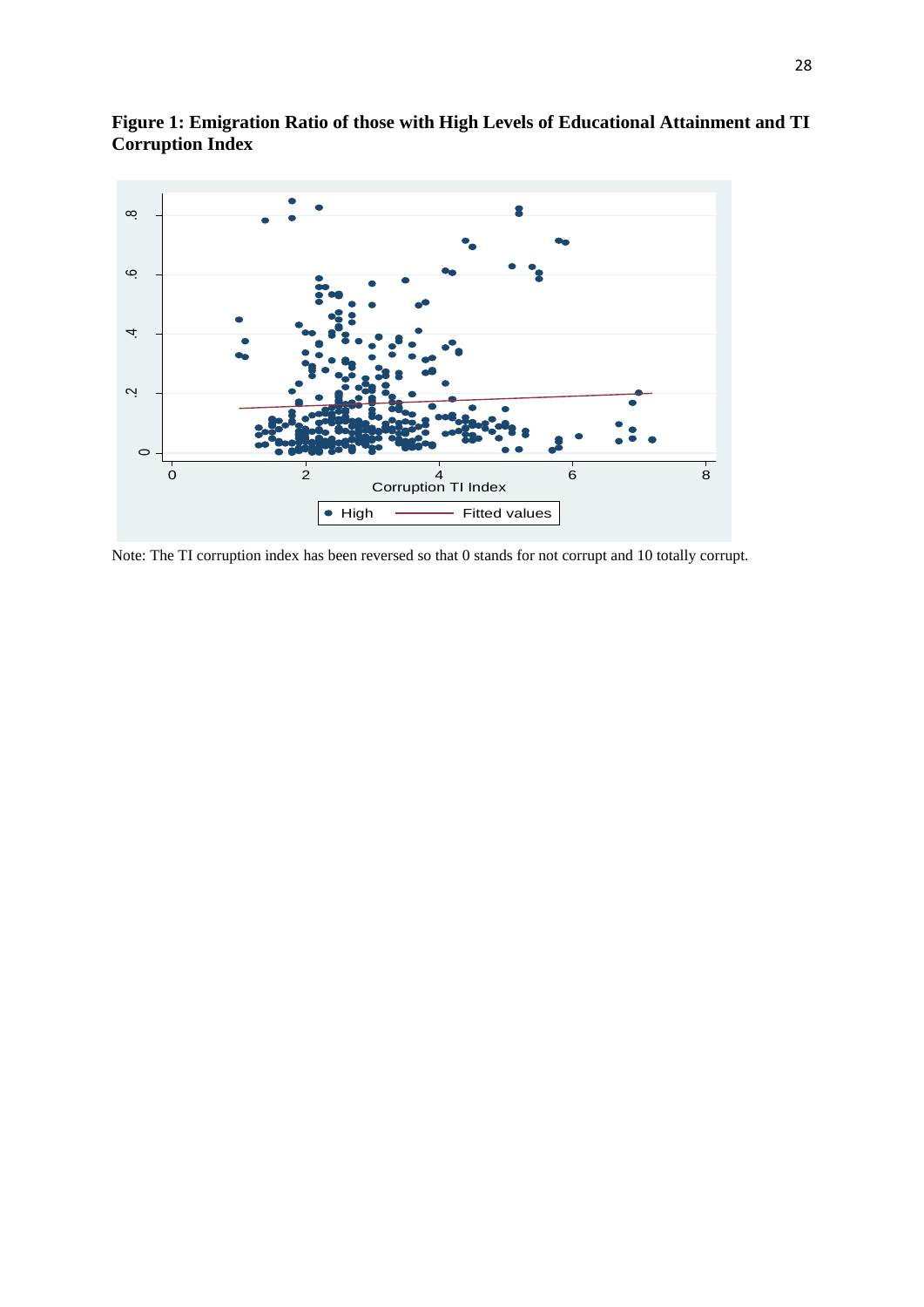**Figure 1: Emigration Ratio of those with High Levels of Educational Attainment and TI Corruption Index**

Note: The TI corruption index has been reversed so that 0 stands for not corrupt and 10 totally corrupt.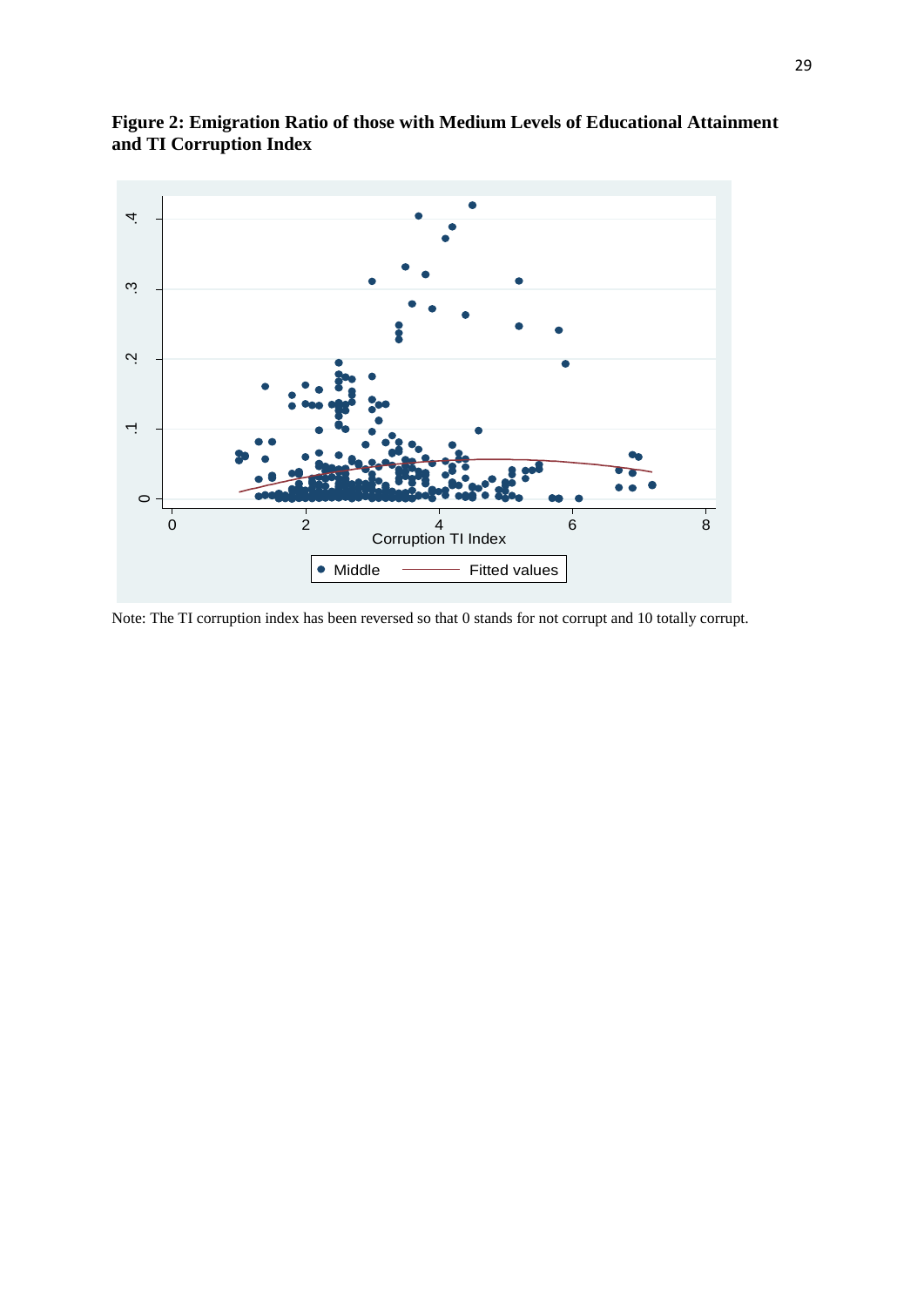**Figure 2: Emigration Ratio of those with Medium Levels of Educational Attainment and TI Corruption Index**

Note: The TI corruption index has been reversed so that 0 stands for not corrupt and 10 totally corrupt.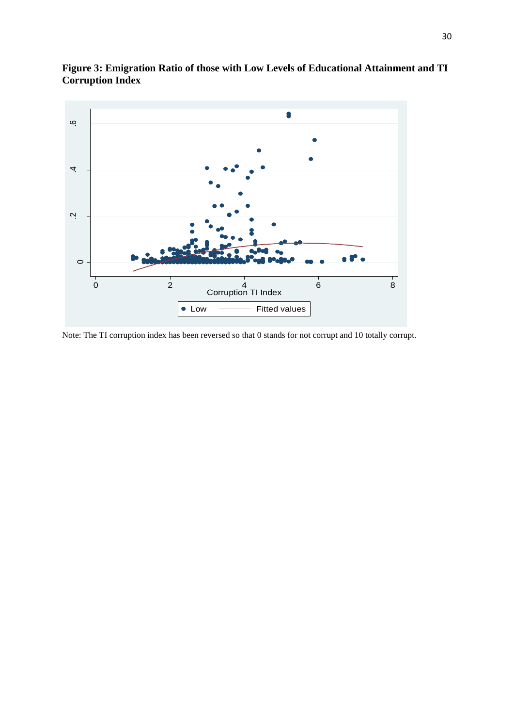**Figure 3: Emigration Ratio of those with Low Levels of Educational Attainment and TI Corruption Index**

0

.2

.4

.6

0

2

4

6

8

Corruption TI Index

Low

Fitted values

Note: The TI corruption index has been reversed so that 0 stands for not corrupt and 10 totally corrupt.